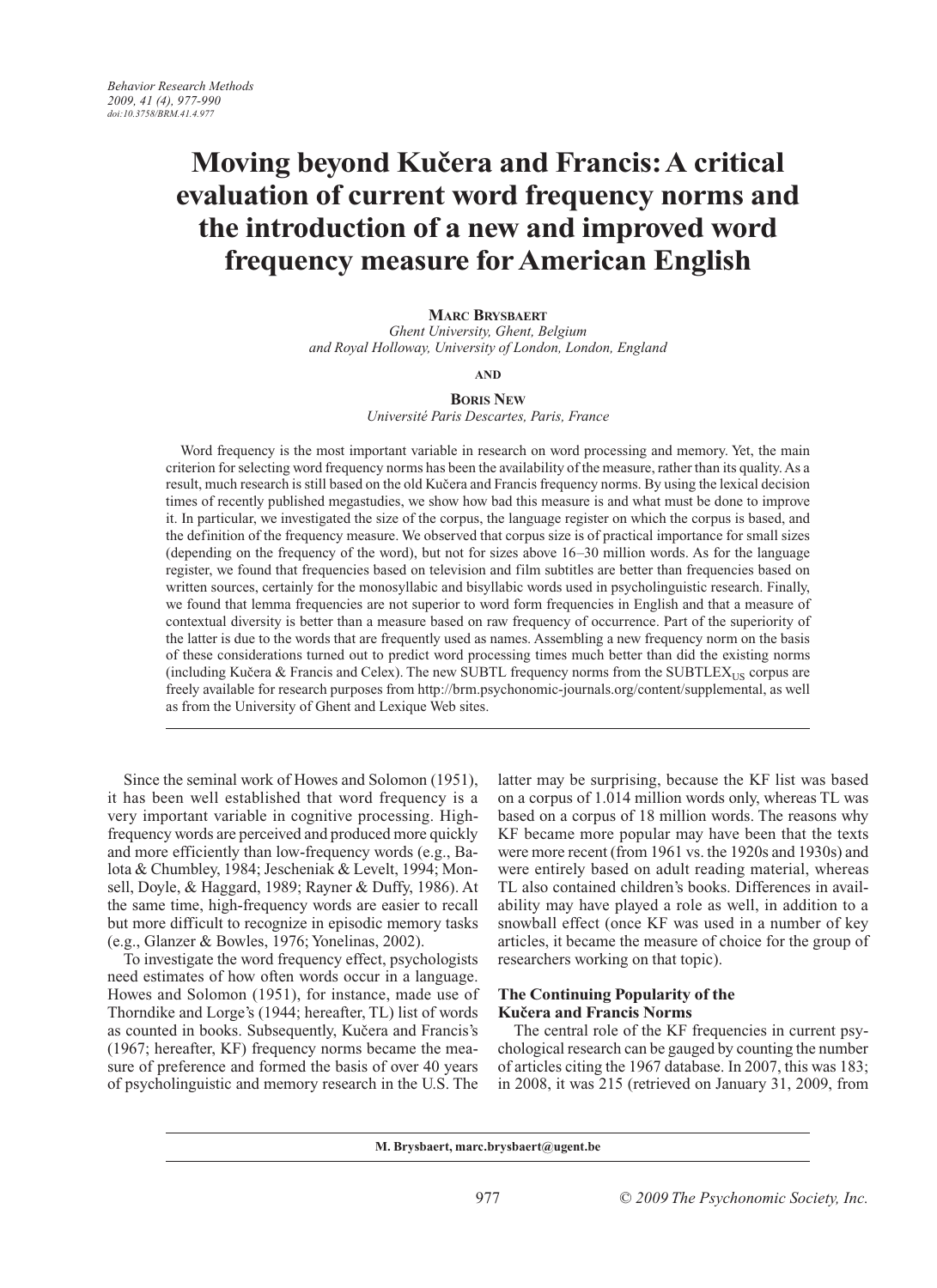# Moving beyond Kučera and Francis: A critical evaluation of current word frequency norms and the introduction of a new and improved word frequency measure for American English

**Marc Brysbaert**
*Ghent University, Ghent, Belgium*
*and Royal Holloway, University of London, London, England*

**and**

**Boris New**
*Université Paris Descartes, Paris, France*

Word frequency is the most important variable in research on word processing and memory. Yet, the main criterion for selecting word frequency norms has been the availability of the measure, rather than its quality. As a result, much research is still based on the old Kučera and Francis frequency norms. By using the lexical decision times of recently published megastudies, we show how bad this measure is and what must be done to improve it. In particular, we investigated the size of the corpus, the language register on which the corpus is based, and the definition of the frequency measure. We observed that corpus size is of practical importance for small sizes (depending on the frequency of the word), but not for sizes above 16–30 million words. As for the language register, we found that frequencies based on television and film subtitles are better than frequencies based on written sources, certainly for the monosyllabic and bisyllabic words used in psycholinguistic research. Finally, we found that lemma frequencies are not superior to word form frequencies in English and that a measure of contextual diversity is better than a measure based on raw frequency of occurrence. Part of the superiority of the latter is due to the words that are frequently used as names. Assembling a new frequency norm on the basis of these considerations turned out to predict word processing times much better than did the existing norms (including Kučera & Francis and Celex). The new SUBTL frequency norms from the $\text{SUBTLEX}_{\text{US}}$ corpus are freely available for research purposes from http://brm.psychonomic-journals.org/content/supplemental, as well as from the University of Ghent and Lexique Web sites.

---

Since the seminal work of Howes and Solomon (1951), it has been well established that word frequency is a very important variable in cognitive processing. High-frequency words are perceived and produced more quickly and more efficiently than low-frequency words (e.g., Balota & Chumbley, 1984; Jescheniak & Levelt, 1994; Monsell, Doyle, & Haggard, 1989; Rayner & Duffy, 1986). At the same time, high-frequency words are easier to recall but more difficult to recognize in episodic memory tasks (e.g., Glanzer & Bowles, 1976; Yonelinas, 2002).

To investigate the word frequency effect, psychologists need estimates of how often words occur in a language. Howes and Solomon (1951), for instance, made use of Thorndike and Lorge's (1944; hereafter, TL) list of words as counted in books. Subsequently, Kučera and Francis's (1967; hereafter, KF) frequency norms became the measure of preference and formed the basis of over 40 years of psycholinguistic and memory research in the U.S. The latter may be surprising, because the KF list was based on a corpus of 1.014 million words only, whereas TL was based on a corpus of 18 million words. The reasons why KF became more popular may have been that the texts were more recent (from 1961 vs. the 1920s and 1930s) and were entirely based on adult reading material, whereas TL also contained children's books. Differences in availability may have played a role as well, in addition to a snowball effect (once KF was used in a number of key articles, it became the measure of choice for the group of researchers working on that topic).

### The Continuing Popularity of the Kučera and Francis Norms

The central role of the KF frequencies in current psychological research can be gauged by counting the number of articles citing the 1967 database. In 2007, this was 183; in 2008, it was 215 (retrieved on January 31, 2009, from

---

M. Brysbaert, marc.brysbaert@ugent.be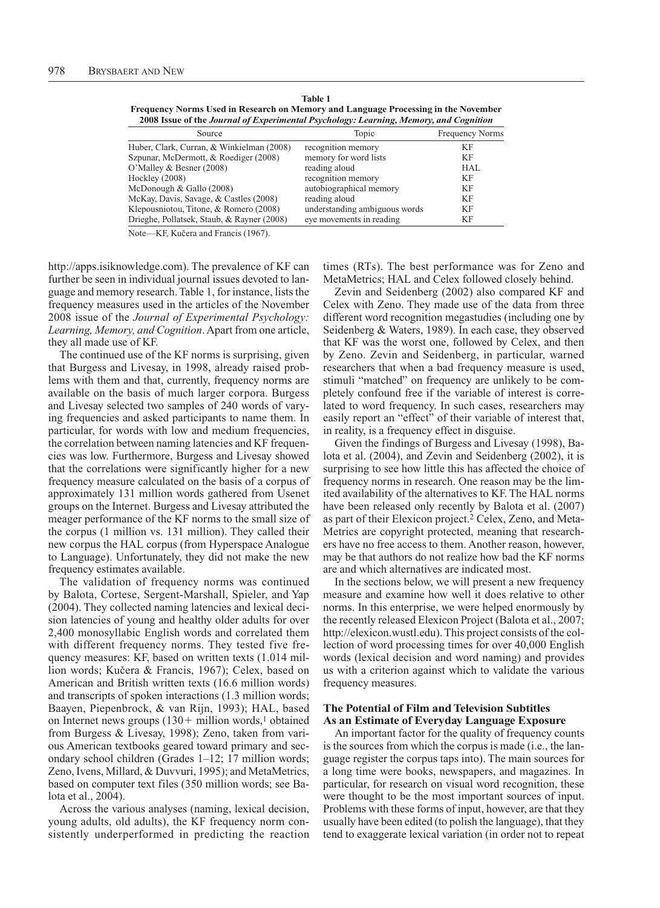**Table 1**
**Frequency Norms Used in Research on Memory and Language Processing in the November 2008 Issue of the *Journal of Experimental Psychology: Learning, Memory, and Cognition***

| Source | Topic | Frequency Norms |
|---|---|---|
| Huber, Clark, Curran, & Winkielman (2008) | recognition memory | KF |
| Szpunar, McDermott, & Roediger (2008) | memory for word lists | KF |
| O'Malley & Besner (2008) | reading aloud | HAL |
| Hockley (2008) | recognition memory | KF |
| McDonough & Gallo (2008) | autobiographical memory | KF |
| McKay, Davis, Savage, & Castles (2008) | reading aloud | KF |
| Klepousniotou, Titone, & Romero (2008) | understanding ambiguous words | KF |
| Drieghe, Pollatsek, Staub, & Rayner (2008) | eye movements in reading | KF |

Note—KF, Kučera and Francis (1967).

http://apps.isiknowledge.com). The prevalence of KF can further be seen in individual journal issues devoted to language and memory research. Table 1, for instance, lists the frequency measures used in the articles of the November 2008 issue of the *Journal of Experimental Psychology: Learning, Memory, and Cognition*. Apart from one article, they all made use of KF.

The continued use of the KF norms is surprising, given that Burgess and Livesay, in 1998, already raised problems with them and that, currently, frequency norms are available on the basis of much larger corpora. Burgess and Livesay selected two samples of 240 words of varying frequencies and asked participants to name them. In particular, for words with low and medium frequencies, the correlation between naming latencies and KF frequencies was low. Furthermore, Burgess and Livesay showed that the correlations were significantly higher for a new frequency measure calculated on the basis of a corpus of approximately 131 million words gathered from Usenet groups on the Internet. Burgess and Livesay attributed the meager performance of the KF norms to the small size of the corpus (1 million vs. 131 million). They called their new corpus the HAL corpus (from Hyperspace Analogue to Language). Unfortunately, they did not make the new frequency estimates available.

The validation of frequency norms was continued by Balota, Cortese, Sergent-Marshall, Spieler, and Yap (2004). They collected naming latencies and lexical decision latencies of young and healthy older adults for over 2,400 monosyllabic English words and correlated them with different frequency norms. They tested five frequency measures: KF, based on written texts (1.014 million words; Kučera & Francis, 1967); Celex, based on American and British written texts (16.6 million words) and transcripts of spoken interactions (1.3 million words; Baayen, Piepenbrock, & van Rijn, 1993); HAL, based on Internet news groups (130+ million words,[1] obtained from Burgess & Livesay, 1998); Zeno, taken from various American textbooks geared toward primary and secondary school children (Grades 1–12; 17 million words; Zeno, Ivens, Millard, & Duvvuri, 1995); and MetaMetrics, based on computer text files (350 million words; see Balota et al., 2004).

Across the various analyses (naming, lexical decision, young adults, old adults), the KF frequency norm consistently underperformed in predicting the reaction times (RTs). The best performance was for Zeno and MetaMetrics; HAL and Celex followed closely behind.

Zevin and Seidenberg (2002) also compared KF and Celex with Zeno. They made use of the data from three different word recognition megastudies (including one by Seidenberg & Waters, 1989). In each case, they observed that KF was the worst one, followed by Celex, and then by Zeno. Zevin and Seidenberg, in particular, warned researchers that when a bad frequency measure is used, stimuli "matched" on frequency are unlikely to be completely confound free if the variable of interest is correlated to word frequency. In such cases, researchers may easily report an "effect" of their variable of interest that, in reality, is a frequency effect in disguise.

Given the findings of Burgess and Livesay (1998), Balota et al. (2004), and Zevin and Seidenberg (2002), it is surprising to see how little this has affected the choice of frequency norms in research. One reason may be the limited availability of the alternatives to KF. The HAL norms have been released only recently by Balota et al. (2007) as part of their Elexicon project.[2] Celex, Zeno, and MetaMetrics are copyright protected, meaning that researchers have no free access to them. Another reason, however, may be that authors do not realize how bad the KF norms are and which alternatives are indicated most.

In the sections below, we will present a new frequency measure and examine how well it does relative to other norms. In this enterprise, we were helped enormously by the recently released Elexicon Project (Balota et al., 2007; http://elexicon.wustl.edu). This project consists of the collection of word processing times for over 40,000 English words (lexical decision and word naming) and provides us with a criterion against which to validate the various frequency measures.

### The Potential of Film and Television Subtitles As an Estimate of Everyday Language Exposure

An important factor for the quality of frequency counts is the sources from which the corpus is made (i.e., the language register the corpus taps into). The main sources for a long time were books, newspapers, and magazines. In particular, for research on visual word recognition, these were thought to be the most important sources of input. Problems with these forms of input, however, are that they usually have been edited (to polish the language), that they tend to exaggerate lexical variation (in order not to repeat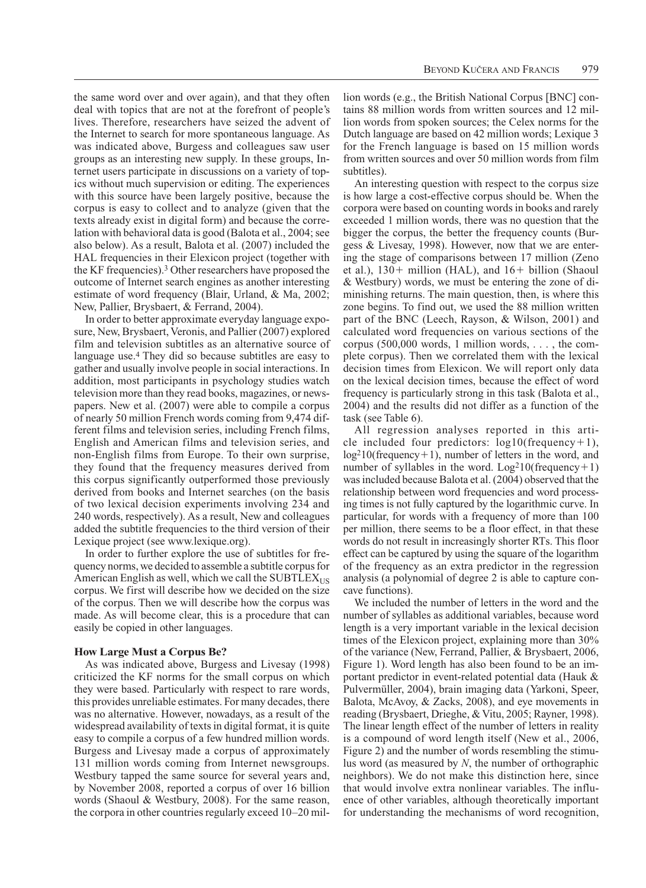the same word over and over again), and that they often deal with topics that are not at the forefront of people's lives. Therefore, researchers have seized the advent of the Internet to search for more spontaneous language. As was indicated above, Burgess and colleagues saw user groups as an interesting new supply. In these groups, Internet users participate in discussions on a variety of topics without much supervision or editing. The experiences with this source have been largely positive, because the corpus is easy to collect and to analyze (given that the texts already exist in digital form) and because the correlation with behavioral data is good (Balota et al., 2004; see also below). As a result, Balota et al. (2007) included the HAL frequencies in their Elexicon project (together with the KF frequencies).[3] Other researchers have proposed the outcome of Internet search engines as another interesting estimate of word frequency (Blair, Urland, & Ma, 2002; New, Pallier, Brysbaert, & Ferrand, 2004).

In order to better approximate everyday language exposure, New, Brysbaert, Veronis, and Pallier (2007) explored film and television subtitles as an alternative source of language use.[4] They did so because subtitles are easy to gather and usually involve people in social interactions. In addition, most participants in psychology studies watch television more than they read books, magazines, or newspapers. New et al. (2007) were able to compile a corpus of nearly 50 million French words coming from 9,474 different films and television series, including French films, English and American films and television series, and non-English films from Europe. To their own surprise, they found that the frequency measures derived from this corpus significantly outperformed those previously derived from books and Internet searches (on the basis of two lexical decision experiments involving 234 and 240 words, respectively). As a result, New and colleagues added the subtitle frequencies to the third version of their Lexique project (see www.lexique.org).

In order to further explore the use of subtitles for frequency norms, we decided to assemble a subtitle corpus for American English as well, which we call the $\text{SUBTLEX}_{\text{US}}$ corpus. We first will describe how we decided on the size of the corpus. Then we will describe how the corpus was made. As will become clear, this is a procedure that can easily be copied in other languages.

## How Large Must a Corpus Be?

As was indicated above, Burgess and Livesay (1998) criticized the KF norms for the small corpus on which they were based. Particularly with respect to rare words, this provides unreliable estimates. For many decades, there was no alternative. However, nowadays, as a result of the widespread availability of texts in digital format, it is quite easy to compile a corpus of a few hundred million words. Burgess and Livesay made a corpus of approximately 131 million words coming from Internet newsgroups. Westbury tapped the same source for several years and, by November 2008, reported a corpus of over 16 billion words (Shaoul & Westbury, 2008). For the same reason, the corpora in other countries regularly exceed 10–20 million words (e.g., the British National Corpus [BNC] contains 88 million words from written sources and 12 million words from spoken sources; the Celex norms for the Dutch language are based on 42 million words; Lexique 3 for the French language is based on 15 million words from written sources and over 50 million words from film subtitles).

An interesting question with respect to the corpus size is how large a cost-effective corpus should be. When the corpora were based on counting words in books and rarely exceeded 1 million words, there was no question that the bigger the corpus, the better the frequency counts (Burgess & Livesay, 1998). However, now that we are entering the stage of comparisons between 17 million (Zeno et al.), 130+ million (HAL), and 16+ billion (Shaoul & Westbury) words, we must be entering the zone of diminishing returns. The main question, then, is where this zone begins. To find out, we used the 88 million written part of the BNC (Leech, Rayson, & Wilson, 2001) and calculated word frequencies on various sections of the corpus (500,000 words, 1 million words, . . . , the complete corpus). Then we correlated them with the lexical decision times from Elexicon. We will report only data on the lexical decision times, because the effect of word frequency is particularly strong in this task (Balota et al., 2004) and the results did not differ as a function of the task (see Table 6).

All regression analyses reported in this article included four predictors: $\log10(\text{frequency}+1)$, $\log^2 10(\text{frequency}+1)$, number of letters in the word, and number of syllables in the word. $\text{Log}^2 10(\text{frequency}+1)$ was included because Balota et al. (2004) observed that the relationship between word frequencies and word processing times is not fully captured by the logarithmic curve. In particular, for words with a frequency of more than 100 per million, there seems to be a floor effect, in that these words do not result in increasingly shorter RTs. This floor effect can be captured by using the square of the logarithm of the frequency as an extra predictor in the regression analysis (a polynomial of degree 2 is able to capture concave functions).

We included the number of letters in the word and the number of syllables as additional variables, because word length is a very important variable in the lexical decision times of the Elexicon project, explaining more than 30% of the variance (New, Ferrand, Pallier, & Brysbaert, 2006, Figure 1). Word length has also been found to be an important predictor in event-related potential data (Hauk & Pulvermüller, 2004), brain imaging data (Yarkoni, Speer, Balota, McAvoy, & Zacks, 2008), and eye movements in reading (Brysbaert, Drieghe, & Vitu, 2005; Rayner, 1998). The linear length effect of the number of letters in reality is a compound of word length itself (New et al., 2006, Figure 2) and the number of words resembling the stimulus word (as measured by $N$, the number of orthographic neighbors). We do not make this distinction here, since that would involve extra nonlinear variables. The influence of other variables, although theoretically important for understanding the mechanisms of word recognition,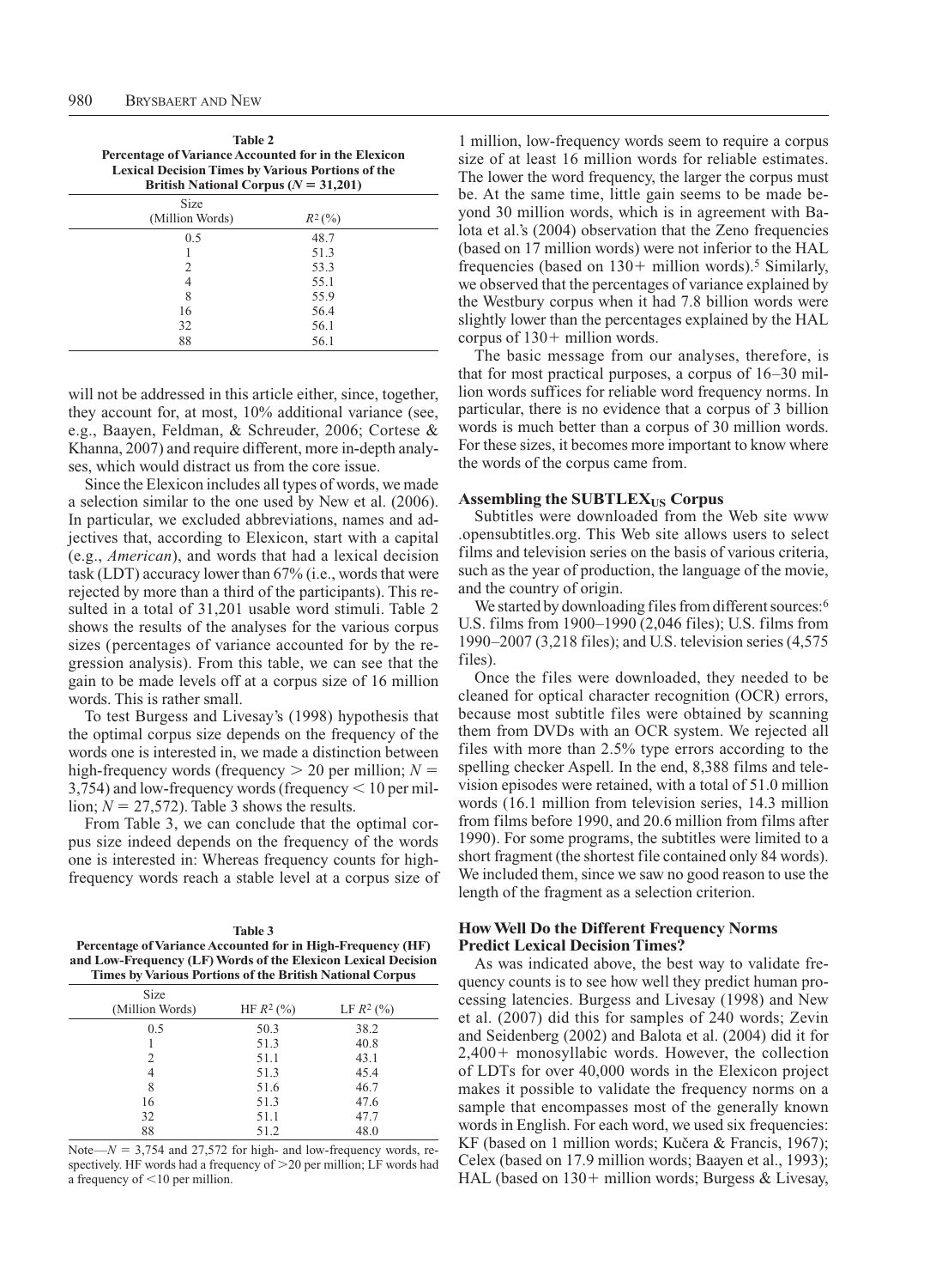**Table 2**
**Percentage of Variance Accounted for in the Elexicon Lexical Decision Times by Various Portions of the British National Corpus ($N = 31{,}201$)**

| Size (Million Words) | $R^2$ (%) |
| --- | --- |
| 0.5 | 48.7 |
| 1 | 51.3 |
| 2 | 53.3 |
| 4 | 55.1 |
| 8 | 55.9 |
| 16 | 56.4 |
| 32 | 56.1 |
| 88 | 56.1 |

will not be addressed in this article either, since, together, they account for, at most, 10% additional variance (see, e.g., Baayen, Feldman, & Schreuder, 2006; Cortese & Khanna, 2007) and require different, more in-depth analyses, which would distract us from the core issue.

Since the Elexicon includes all types of words, we made a selection similar to the one used by New et al. (2006). In particular, we excluded abbreviations, names and adjectives that, according to Elexicon, start with a capital (e.g., *American*), and words that had a lexical decision task (LDT) accuracy lower than 67% (i.e., words that were rejected by more than a third of the participants). This resulted in a total of 31,201 usable word stimuli. Table 2 shows the results of the analyses for the various corpus sizes (percentages of variance accounted for by the regression analysis). From this table, we can see that the gain to be made levels off at a corpus size of 16 million words. This is rather small.

To test Burgess and Livesay's (1998) hypothesis that the optimal corpus size depends on the frequency of the words one is interested in, we made a distinction between high-frequency words (frequency $> 20$ per million; $N = 3{,}754$) and low-frequency words (frequency $< 10$ per million; $N = 27{,}572$). Table 3 shows the results.

From Table 3, we can conclude that the optimal corpus size indeed depends on the frequency of the words one is interested in: Whereas frequency counts for high-frequency words reach a stable level at a corpus size of 1 million, low-frequency words seem to require a corpus size of at least 16 million words for reliable estimates. The lower the word frequency, the larger the corpus must be. At the same time, little gain seems to be made beyond 30 million words, which is in agreement with Balota et al.'s (2004) observation that the Zeno frequencies (based on 17 million words) were not inferior to the HAL frequencies (based on 130+ million words).[5] Similarly, we observed that the percentages of variance explained by the Westbury corpus when it had 7.8 billion words were slightly lower than the percentages explained by the HAL corpus of 130+ million words.

**Table 3**
**Percentage of Variance Accounted for in High-Frequency (HF) and Low-Frequency (LF) Words of the Elexicon Lexical Decision Times by Various Portions of the British National Corpus**

| Size (Million Words) | HF $R^2$ (%) | LF $R^2$ (%) |
| --- | --- | --- |
| 0.5 | 50.3 | 38.2 |
| 1 | 51.3 | 40.8 |
| 2 | 51.1 | 43.1 |
| 4 | 51.3 | 45.4 |
| 8 | 51.6 | 46.7 |
| 16 | 51.3 | 47.6 |
| 32 | 51.1 | 47.7 |
| 88 | 51.2 | 48.0 |

Note—$N = 3{,}754$ and $27{,}572$ for high- and low-frequency words, respectively. HF words had a frequency of $>20$ per million; LF words had a frequency of $<10$ per million.

The basic message from our analyses, therefore, is that for most practical purposes, a corpus of 16–30 million words suffices for reliable word frequency norms. In particular, there is no evidence that a corpus of 3 billion words is much better than a corpus of 30 million words. For these sizes, it becomes more important to know where the words of the corpus came from.

### Assembling the SUBTLEX$_{US}$ Corpus

Subtitles were downloaded from the Web site www.opensubtitles.org. This Web site allows users to select films and television series on the basis of various criteria, such as the year of production, the language of the movie, and the country of origin.

We started by downloading files from different sources:[6] U.S. films from 1900–1990 (2,046 files); U.S. films from 1990–2007 (3,218 files); and U.S. television series (4,575 files).

Once the files were downloaded, they needed to be cleaned for optical character recognition (OCR) errors, because most subtitle files were obtained by scanning them from DVDs with an OCR system. We rejected all files with more than 2.5% type errors according to the spelling checker Aspell. In the end, 8,388 films and television episodes were retained, with a total of 51.0 million words (16.1 million from television series, 14.3 million from films before 1990, and 20.6 million from films after 1990). For some programs, the subtitles were limited to a short fragment (the shortest file contained only 84 words). We included them, since we saw no good reason to use the length of the fragment as a selection criterion.

### How Well Do the Different Frequency Norms Predict Lexical Decision Times?

As was indicated above, the best way to validate frequency counts is to see how well they predict human processing latencies. Burgess and Livesay (1998) and New et al. (2007) did this for samples of 240 words; Zevin and Seidenberg (2002) and Balota et al. (2004) did it for 2,400+ monosyllabic words. However, the collection of LDTs for over 40,000 words in the Elexicon project makes it possible to validate the frequency norms on a sample that encompasses most of the generally known words in English. For each word, we used six frequencies: KF (based on 1 million words; Kučera & Francis, 1967); Celex (based on 17.9 million words; Baayen et al., 1993); HAL (based on 130+ million words; Burgess & Livesay,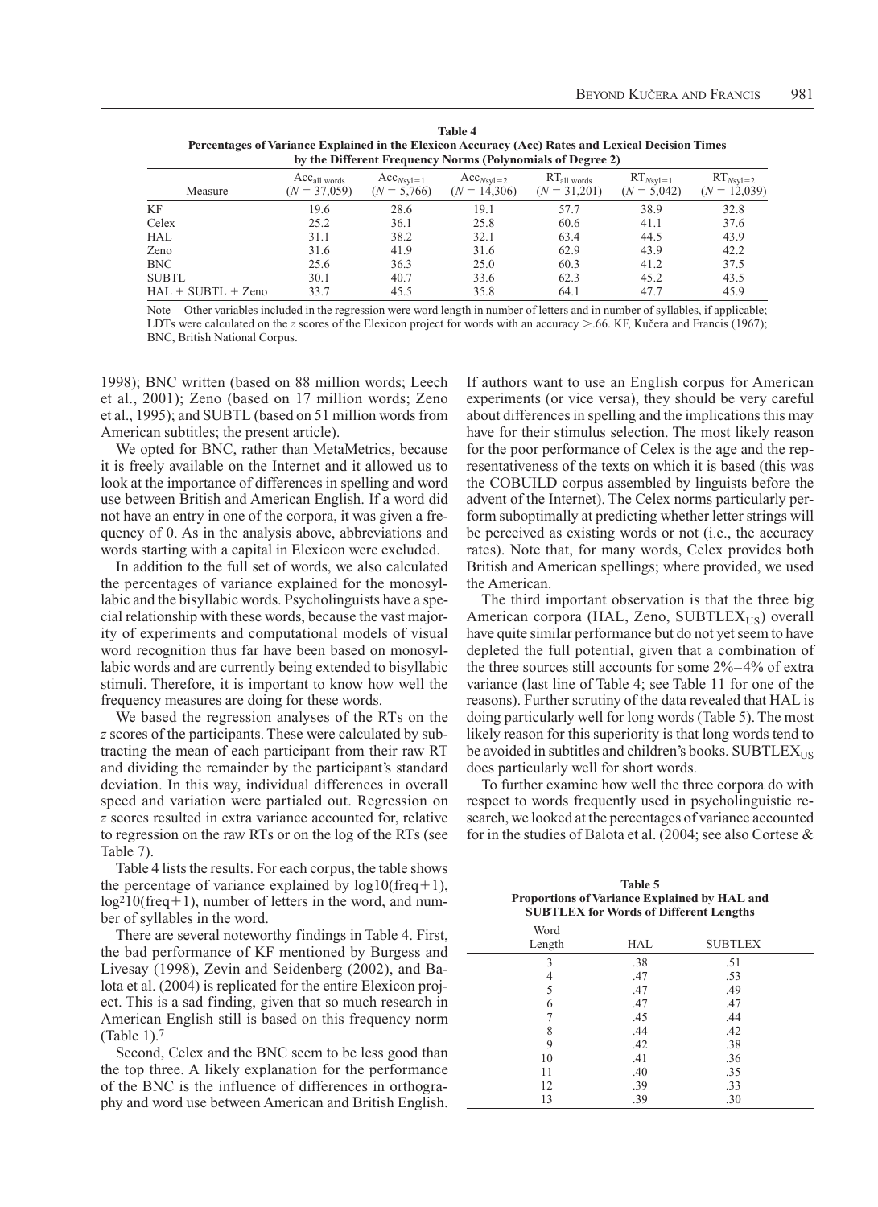**Table 4**
**Percentages of Variance Explained in the Elexicon Accuracy (Acc) Rates and Lexical Decision Times by the Different Frequency Norms (Polynomials of Degree 2)**

| Measure | $Acc_{all\ words}$ ($N = 37,059$) | $Acc_{Nsyl=1}$ ($N = 5,766$) | $Acc_{Nsyl=2}$ ($N = 14,306$) | $RT_{all\ words}$ ($N = 31,201$) | $RT_{Nsyl=1}$ ($N = 5,042$) | $RT_{Nsyl=2}$ ($N = 12,039$) |
|---|---|---|---|---|---|---|
| KF | 19.6 | 28.6 | 19.1 | 57.7 | 38.9 | 32.8 |
| Celex | 25.2 | 36.1 | 25.8 | 60.6 | 41.1 | 37.6 |
| HAL | 31.1 | 38.2 | 32.1 | 63.4 | 44.5 | 43.9 |
| Zeno | 31.6 | 41.9 | 31.6 | 62.9 | 43.9 | 42.2 |
| BNC | 25.6 | 36.3 | 25.0 | 60.3 | 41.2 | 37.5 |
| SUBTL | 30.1 | 40.7 | 33.6 | 62.3 | 45.2 | 43.5 |
| HAL + SUBTL + Zeno | 33.7 | 45.5 | 35.8 | 64.1 | 47.7 | 45.9 |

Note—Other variables included in the regression were word length in number of letters and in number of syllables, if applicable; LDTs were calculated on the *z* scores of the Elexicon project for words with an accuracy >.66. KF, Kučera and Francis (1967); BNC, British National Corpus.

1998); BNC written (based on 88 million words; Leech et al., 2001); Zeno (based on 17 million words; Zeno et al., 1995); and SUBTL (based on 51 million words from American subtitles; the present article).

We opted for BNC, rather than MetaMetrics, because it is freely available on the Internet and it allowed us to look at the importance of differences in spelling and word use between British and American English. If a word did not have an entry in one of the corpora, it was given a frequency of 0. As in the analysis above, abbreviations and words starting with a capital in Elexicon were excluded.

In addition to the full set of words, we also calculated the percentages of variance explained for the monosyllabic and the bisyllabic words. Psycholinguists have a special relationship with these words, because the vast majority of experiments and computational models of visual word recognition thus far have been based on monosyllabic words and are currently being extended to bisyllabic stimuli. Therefore, it is important to know how well the frequency measures are doing for these words.

We based the regression analyses of the RTs on the *z* scores of the participants. These were calculated by subtracting the mean of each participant from their raw RT and dividing the remainder by the participant's standard deviation. In this way, individual differences in overall speed and variation were partialed out. Regression on *z* scores resulted in extra variance accounted for, relative to regression on the raw RTs or on the log of the RTs (see Table 7).

Table 4 lists the results. For each corpus, the table shows the percentage of variance explained by $\log10(\text{freq}+1)$, $\log^2 10(\text{freq}+1)$, number of letters in the word, and number of syllables in the word.

There are several noteworthy findings in Table 4. First, the bad performance of KF mentioned by Burgess and Livesay (1998), Zevin and Seidenberg (2002), and Balota et al. (2004) is replicated for the entire Elexicon project. This is a sad finding, given that so much research in American English still is based on this frequency norm (Table 1).[7]

Second, Celex and the BNC seem to be less good than the top three. A likely explanation for the performance of the BNC is the influence of differences in orthography and word use between American and British English. If authors want to use an English corpus for American experiments (or vice versa), they should be very careful about differences in spelling and the implications this may have for their stimulus selection. The most likely reason for the poor performance of Celex is the age and the representativeness of the texts on which it is based (this was the COBUILD corpus assembled by linguists before the advent of the Internet). The Celex norms particularly perform suboptimally at predicting whether letter strings will be perceived as existing words or not (i.e., the accuracy rates). Note that, for many words, Celex provides both British and American spellings; where provided, we used the American.

The third important observation is that the three big American corpora (HAL, Zeno, $\text{SUBTLEX}_{\text{US}}$) overall have quite similar performance but do not yet seem to have depleted the full potential, given that a combination of the three sources still accounts for some 2%–4% of extra variance (last line of Table 4; see Table 11 for one of the reasons). Further scrutiny of the data revealed that HAL is doing particularly well for long words (Table 5). The most likely reason for this superiority is that long words tend to be avoided in subtitles and children's books. $\text{SUBTLEX}_{\text{US}}$ does particularly well for short words.

To further examine how well the three corpora do with respect to words frequently used in psycholinguistic research, we looked at the percentages of variance accounted for in the studies of Balota et al. (2004; see also Cortese &

**Table 5**
**Proportions of Variance Explained by HAL and SUBTLEX for Words of Different Lengths**

| Word Length | HAL | SUBTLEX |
|---|---|---|
| 3 | .38 | .51 |
| 4 | .47 | .53 |
| 5 | .47 | .49 |
| 6 | .47 | .47 |
| 7 | .45 | .44 |
| 8 | .44 | .42 |
| 9 | .42 | .38 |
| 10 | .41 | .36 |
| 11 | .40 | .35 |
| 12 | .39 | .33 |
| 13 | .39 | .30 |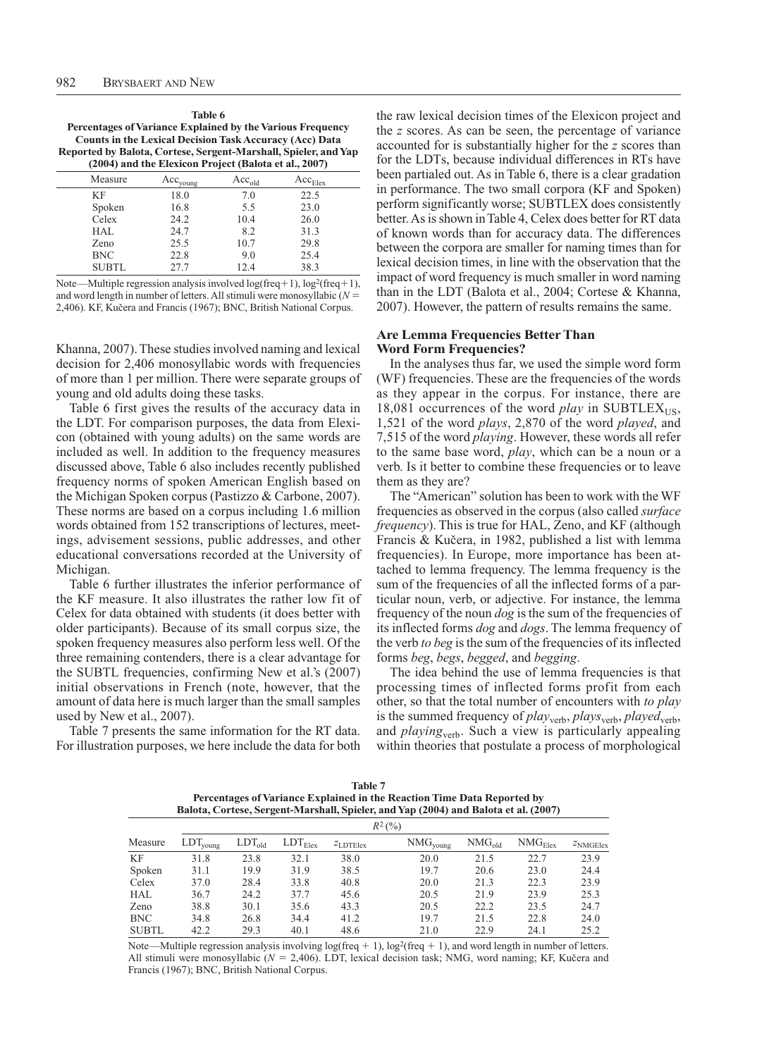**Table 6**
**Percentages of Variance Explained by the Various Frequency Counts in the Lexical Decision Task Accuracy (Acc) Data Reported by Balota, Cortese, Sergent-Marshall, Spieler, and Yap (2004) and the Elexicon Project (Balota et al., 2007)**

| Measure | $Acc_{young}$ | $Acc_{old}$ | $Acc_{Elex}$ |
|---|---|---|---|
| KF | 18.0 | 7.0 | 22.5 |
| Spoken | 16.8 | 5.5 | 23.0 |
| Celex | 24.2 | 10.4 | 26.0 |
| HAL | 24.7 | 8.2 | 31.3 |
| Zeno | 25.5 | 10.7 | 29.8 |
| BNC | 22.8 | 9.0 | 25.4 |
| SUBTL | 27.7 | 12.4 | 38.3 |

Note—Multiple regression analysis involved log(freq+1), $\log^2$(freq+1), and word length in number of letters. All stimuli were monosyllabic ($N$ = 2,406). KF, Kučera and Francis (1967); BNC, British National Corpus.

Khanna, 2007). These studies involved naming and lexical decision for 2,406 monosyllabic words with frequencies of more than 1 per million. There were separate groups of young and old adults doing these tasks.

Table 6 first gives the results of the accuracy data in the LDT. For comparison purposes, the data from Elexicon (obtained with young adults) on the same words are included as well. In addition to the frequency measures discussed above, Table 6 also includes recently published frequency norms of spoken American English based on the Michigan Spoken corpus (Pastizzo & Carbone, 2007). These norms are based on a corpus including 1.6 million words obtained from 152 transcriptions of lectures, meetings, advisement sessions, public addresses, and other educational conversations recorded at the University of Michigan.

Table 6 further illustrates the inferior performance of the KF measure. It also illustrates the rather low fit of Celex for data obtained with students (it does better with older participants). Because of its small corpus size, the spoken frequency measures also perform less well. Of the three remaining contenders, there is a clear advantage for the SUBTL frequencies, confirming New et al.'s (2007) initial observations in French (note, however, that the amount of data here is much larger than the small samples used by New et al., 2007).

Table 7 presents the same information for the RT data. For illustration purposes, we here include the data for both the raw lexical decision times of the Elexicon project and the $z$ scores. As can be seen, the percentage of variance accounted for is substantially higher for the $z$ scores than for the LDTs, because individual differences in RTs have been partialed out. As in Table 6, there is a clear gradation in performance. The two small corpora (KF and Spoken) perform significantly worse; SUBTLEX does consistently better. As is shown in Table 4, Celex does better for RT data of known words than for accuracy data. The differences between the corpora are smaller for naming times than for lexical decision times, in line with the observation that the impact of word frequency is much smaller in word naming than in the LDT (Balota et al., 2004; Cortese & Khanna, 2007). However, the pattern of results remains the same.

### Are Lemma Frequencies Better Than Word Form Frequencies?

In the analyses thus far, we used the simple word form (WF) frequencies. These are the frequencies of the words as they appear in the corpus. For instance, there are 18,081 occurrences of the word *play* in $\text{SUBTLEX}_{\text{US}}$, 1,521 of the word *plays*, 2,870 of the word *played*, and 7,515 of the word *playing*. However, these words all refer to the same base word, *play*, which can be a noun or a verb. Is it better to combine these frequencies or to leave them as they are?

The "American" solution has been to work with the WF frequencies as observed in the corpus (also called *surface frequency*). This is true for HAL, Zeno, and KF (although Francis & Kučera, in 1982, published a list with lemma frequencies). In Europe, more importance has been attached to lemma frequency. The lemma frequency is the sum of the frequencies of all the inflected forms of a particular noun, verb, or adjective. For instance, the lemma frequency of the noun *dog* is the sum of the frequencies of its inflected forms *dog* and *dogs*. The lemma frequency of the verb *to beg* is the sum of the frequencies of its inflected forms *beg*, *begs*, *begged*, and *begging*.

The idea behind the use of lemma frequencies is that processing times of inflected forms profit from each other, so that the total number of encounters with *to play* is the summed frequency of $play_{\text{verb}}$, $plays_{\text{verb}}$, $played_{\text{verb}}$, and $playing_{\text{verb}}$. Such a view is particularly appealing within theories that postulate a process of morphological

**Table 7**
**Percentages of Variance Explained in the Reaction Time Data Reported by Balota, Cortese, Sergent-Marshall, Spieler, and Yap (2004) and Balota et al. (2007)**

| | $R^2$ (%) | | | | | | | |
|---|---|---|---|---|---|---|---|---|
| Measure | $LDT_{young}$ | $LDT_{old}$ | $LDT_{Elex}$ | $z_{LDTElex}$ | $NMG_{young}$ | $NMG_{old}$ | $NMG_{Elex}$ | $z_{NMGElex}$ |
| KF | 31.8 | 23.8 | 32.1 | 38.0 | 20.0 | 21.5 | 22.7 | 23.9 |
| Spoken | 31.1 | 19.9 | 31.9 | 38.5 | 19.7 | 20.6 | 23.0 | 24.4 |
| Celex | 37.0 | 28.4 | 33.8 | 40.8 | 20.0 | 21.3 | 22.3 | 23.9 |
| HAL | 36.7 | 24.2 | 37.7 | 45.6 | 20.5 | 21.9 | 23.9 | 25.3 |
| Zeno | 38.8 | 30.1 | 35.6 | 43.3 | 20.5 | 22.2 | 23.5 | 24.7 |
| BNC | 34.8 | 26.8 | 34.4 | 41.2 | 19.7 | 21.5 | 22.8 | 24.0 |
| SUBTL | 42.2 | 29.3 | 40.1 | 48.6 | 21.0 | 22.9 | 24.1 | 25.2 |

Note—Multiple regression analysis involving log(freq + 1), $\log^2$(freq + 1), and word length in number of letters. All stimuli were monosyllabic ($N$ = 2,406). LDT, lexical decision task; NMG, word naming; KF, Kučera and Francis (1967); BNC, British National Corpus.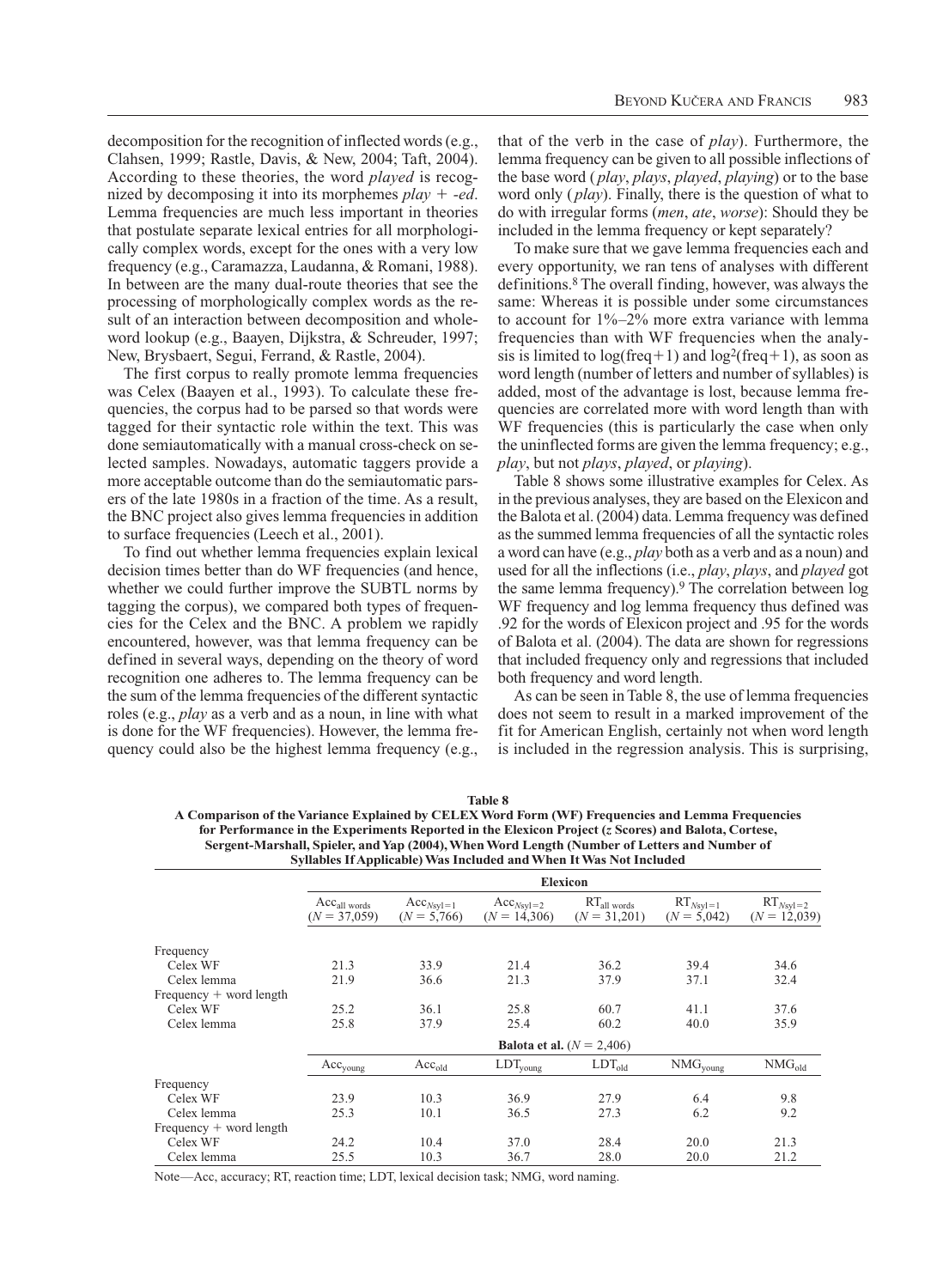decomposition for the recognition of inflected words (e.g., Clahsen, 1999; Rastle, Davis, & New, 2004; Taft, 2004). According to these theories, the word *played* is recognized by decomposing it into its morphemes *play* + *-ed*. Lemma frequencies are much less important in theories that postulate separate lexical entries for all morphologically complex words, except for the ones with a very low frequency (e.g., Caramazza, Laudanna, & Romani, 1988). In between are the many dual-route theories that see the processing of morphologically complex words as the result of an interaction between decomposition and whole-word lookup (e.g., Baayen, Dijkstra, & Schreuder, 1997; New, Brysbaert, Segui, Ferrand, & Rastle, 2004).

The first corpus to really promote lemma frequencies was Celex (Baayen et al., 1993). To calculate these frequencies, the corpus had to be parsed so that words were tagged for their syntactic role within the text. This was done semiautomatically with a manual cross-check on selected samples. Nowadays, automatic taggers provide a more acceptable outcome than do the semiautomatic parsers of the late 1980s in a fraction of the time. As a result, the BNC project also gives lemma frequencies in addition to surface frequencies (Leech et al., 2001).

To find out whether lemma frequencies explain lexical decision times better than do WF frequencies (and hence, whether we could further improve the SUBTL norms by tagging the corpus), we compared both types of frequencies for the Celex and the BNC. A problem we rapidly encountered, however, was that lemma frequency can be defined in several ways, depending on the theory of word recognition one adheres to. The lemma frequency can be the sum of the lemma frequencies of the different syntactic roles (e.g., *play* as a verb and as a noun, in line with what is done for the WF frequencies). However, the lemma frequency could also be the highest lemma frequency (e.g., that of the verb in the case of *play*). Furthermore, the lemma frequency can be given to all possible inflections of the base word (*play*, *plays*, *played*, *playing*) or to the base word only (*play*). Finally, there is the question of what to do with irregular forms (*men*, *ate*, *worse*): Should they be included in the lemma frequency or kept separately?

To make sure that we gave lemma frequencies each and every opportunity, we ran tens of analyses with different definitions.[8] The overall finding, however, was always the same: Whereas it is possible under some circumstances to account for 1%–2% more extra variance with lemma frequencies than with WF frequencies when the analysis is limited to log(freq+1) and $\log^2$(freq+1), as soon as word length (number of letters and number of syllables) is added, most of the advantage is lost, because lemma frequencies are correlated more with word length than with WF frequencies (this is particularly the case when only the uninflected forms are given the lemma frequency; e.g., *play*, but not *plays*, *played*, or *playing*).

Table 8 shows some illustrative examples for Celex. As in the previous analyses, they are based on the Elexicon and the Balota et al. (2004) data. Lemma frequency was defined as the summed lemma frequencies of all the syntactic roles a word can have (e.g., *play* both as a verb and as a noun) and used for all the inflections (i.e., *play*, *plays*, and *played* got the same lemma frequency).[9] The correlation between log WF frequency and log lemma frequency thus defined was .92 for the words of Elexicon project and .95 for the words of Balota et al. (2004). The data are shown for regressions that included frequency only and regressions that included both frequency and word length.

As can be seen in Table 8, the use of lemma frequencies does not seem to result in a marked improvement of the fit for American English, certainly not when word length is included in the regression analysis. This is surprising,

**Table 8**
**A Comparison of the Variance Explained by CELEX Word Form (WF) Frequencies and Lemma Frequencies for Performance in the Experiments Reported in the Elexicon Project (z Scores) and Balota, Cortese, Sergent-Marshall, Spieler, and Yap (2004), When Word Length (Number of Letters and Number of Syllables If Applicable) Was Included and When It Was Not Included**

| | Elexicon | | | | | |
|---|---|---|---|---|---|---|
| | $Acc_{\text{all words}}$ ($N$ = 37,059) | $Acc_{Nsyl=1}$ ($N$ = 5,766) | $Acc_{Nsyl=2}$ ($N$ = 14,306) | $RT_{\text{all words}}$ ($N$ = 31,201) | $RT_{Nsyl=1}$ ($N$ = 5,042) | $RT_{Nsyl=2}$ ($N$ = 12,039) |
| Frequency | | | | | | |
| Celex WF | 21.3 | 33.9 | 21.4 | 36.2 | 39.4 | 34.6 |
| Celex lemma | 21.9 | 36.6 | 21.3 | 37.9 | 37.1 | 32.4 |
| Frequency + word length | | | | | | |
| Celex WF | 25.2 | 36.1 | 25.8 | 60.7 | 41.1 | 37.6 |
| Celex lemma | 25.8 | 37.9 | 25.4 | 60.2 | 40.0 | 35.9 |
| | **Balota et al. ($N$ = 2,406)** | | | | | |
| | $Acc_{\text{young}}$ | $Acc_{\text{old}}$ | $LDT_{\text{young}}$ | $LDT_{\text{old}}$ | $NMG_{\text{young}}$ | $NMG_{\text{old}}$ |
| Frequency | | | | | | |
| Celex WF | 23.9 | 10.3 | 36.9 | 27.9 | 6.4 | 9.8 |
| Celex lemma | 25.3 | 10.1 | 36.5 | 27.3 | 6.2 | 9.2 |
| Frequency + word length | | | | | | |
| Celex WF | 24.2 | 10.4 | 37.0 | 28.4 | 20.0 | 21.3 |
| Celex lemma | 25.5 | 10.3 | 36.7 | 28.0 | 20.0 | 21.2 |

Note—Acc, accuracy; RT, reaction time; LDT, lexical decision task; NMG, word naming.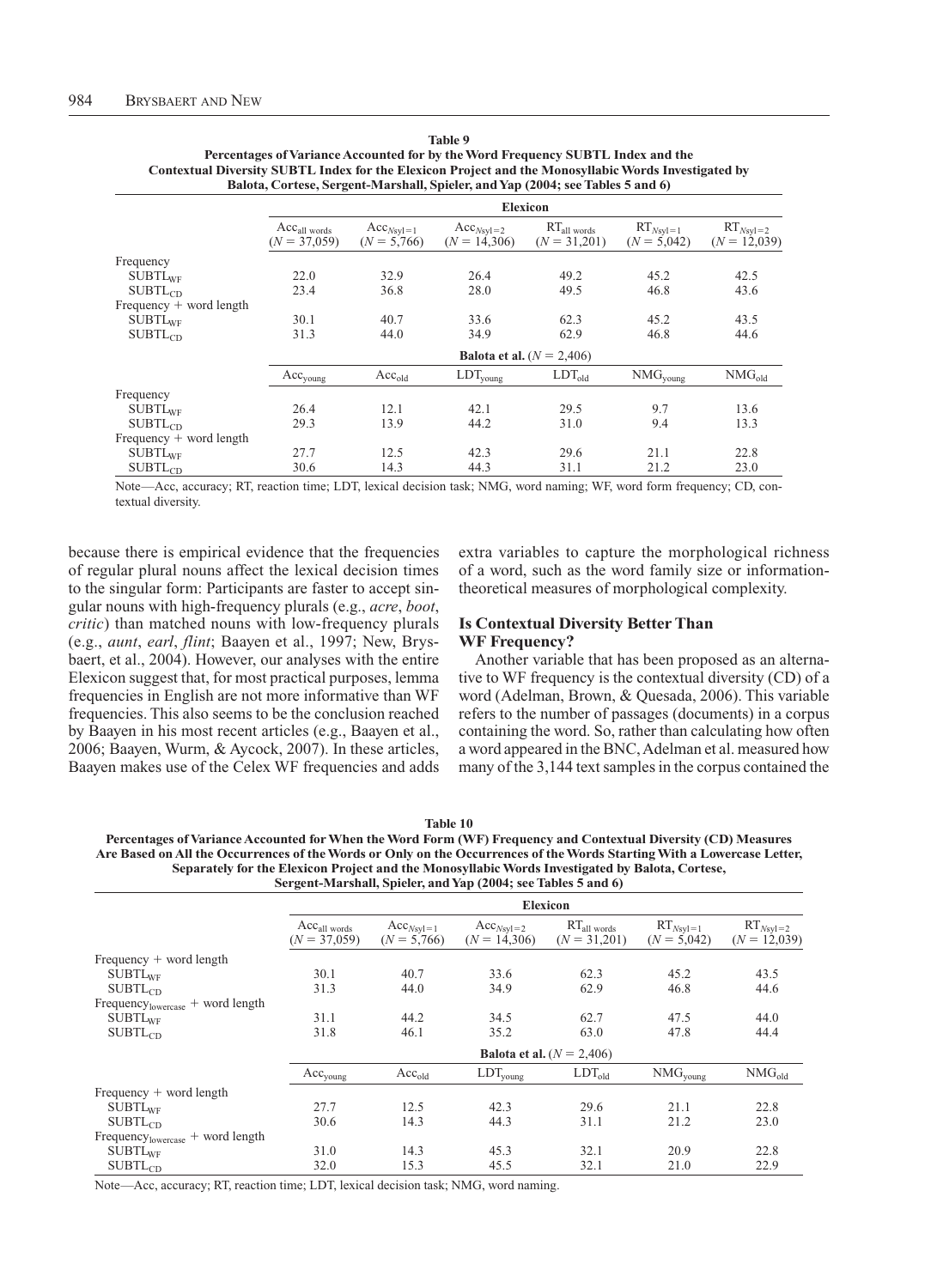**Table 9**
**Percentages of Variance Accounted for by the Word Frequency SUBTL Index and the Contextual Diversity SUBTL Index for the Elexicon Project and the Monosyllabic Words Investigated by Balota, Cortese, Sergent-Marshall, Spieler, and Yap (2004; see Tables 5 and 6)**

| | Elexicon | | | | | |
|---|---|---|---|---|---|---|
| | $Acc_{all\ words}$ ($N$ = 37,059) | $Acc_{Nsyl=1}$ ($N$ = 5,766) | $Acc_{Nsyl=2}$ ($N$ = 14,306) | $RT_{all\ words}$ ($N$ = 31,201) | $RT_{Nsyl=1}$ ($N$ = 5,042) | $RT_{Nsyl=2}$ ($N$ = 12,039) |
| Frequency | | | | | | |
| $SUBTL_{WF}$ | 22.0 | 32.9 | 26.4 | 49.2 | 45.2 | 42.5 |
| $SUBTL_{CD}$ | 23.4 | 36.8 | 28.0 | 49.5 | 46.8 | 43.6 |
| Frequency + word length | | | | | | |
| $SUBTL_{WF}$ | 30.1 | 40.7 | 33.6 | 62.3 | 45.2 | 43.5 |
| $SUBTL_{CD}$ | 31.3 | 44.0 | 34.9 | 62.9 | 46.8 | 44.6 |
| | **Balota et al.** ($N$ = 2,406) | | | | | |
| | $Acc_{young}$ | $Acc_{old}$ | $LDT_{young}$ | $LDT_{old}$ | $NMG_{young}$ | $NMG_{old}$ |
| Frequency | | | | | | |
| $SUBTL_{WF}$ | 26.4 | 12.1 | 42.1 | 29.5 | 9.7 | 13.6 |
| $SUBTL_{CD}$ | 29.3 | 13.9 | 44.2 | 31.0 | 9.4 | 13.3 |
| Frequency + word length | | | | | | |
| $SUBTL_{WF}$ | 27.7 | 12.5 | 42.3 | 29.6 | 21.1 | 22.8 |
| $SUBTL_{CD}$ | 30.6 | 14.3 | 44.3 | 31.1 | 21.2 | 23.0 |

Note—Acc, accuracy; RT, reaction time; LDT, lexical decision task; NMG, word naming; WF, word form frequency; CD, contextual diversity.

because there is empirical evidence that the frequencies of regular plural nouns affect the lexical decision times to the singular form: Participants are faster to accept singular nouns with high-frequency plurals (e.g., *acre*, *boot*, *critic*) than matched nouns with low-frequency plurals (e.g., *aunt*, *earl*, *flint*; Baayen et al., 1997; New, Brysbaert, et al., 2004). However, our analyses with the entire Elexicon suggest that, for most practical purposes, lemma frequencies in English are not more informative than WF frequencies. This also seems to be the conclusion reached by Baayen in his most recent articles (e.g., Baayen et al., 2006; Baayen, Wurm, & Aycock, 2007). In these articles, Baayen makes use of the Celex WF frequencies and adds extra variables to capture the morphological richness of a word, such as the word family size or information-theoretical measures of morphological complexity.

### Is Contextual Diversity Better Than WF Frequency?

Another variable that has been proposed as an alternative to WF frequency is the contextual diversity (CD) of a word (Adelman, Brown, & Quesada, 2006). This variable refers to the number of passages (documents) in a corpus containing the word. So, rather than calculating how often a word appeared in the BNC, Adelman et al. measured how many of the 3,144 text samples in the corpus contained the

**Table 10**
**Percentages of Variance Accounted for When the Word Form (WF) Frequency and Contextual Diversity (CD) Measures Are Based on All the Occurrences of the Words or Only on the Occurrences of the Words Starting With a Lowercase Letter, Separately for the Elexicon Project and the Monosyllabic Words Investigated by Balota, Cortese, Sergent-Marshall, Spieler, and Yap (2004; see Tables 5 and 6)**

| | Elexicon | | | | | |
|---|---|---|---|---|---|---|
| | $Acc_{all\ words}$ ($N$ = 37,059) | $Acc_{Nsyl=1}$ ($N$ = 5,766) | $Acc_{Nsyl=2}$ ($N$ = 14,306) | $RT_{all\ words}$ ($N$ = 31,201) | $RT_{Nsyl=1}$ ($N$ = 5,042) | $RT_{Nsyl=2}$ ($N$ = 12,039) |
| Frequency + word length | | | | | | |
| $SUBTL_{WF}$ | 30.1 | 40.7 | 33.6 | 62.3 | 45.2 | 43.5 |
| $SUBTL_{CD}$ | 31.3 | 44.0 | 34.9 | 62.9 | 46.8 | 44.6 |
| $Frequency_{lowercase}$ + word length | | | | | | |
| $SUBTL_{WF}$ | 31.1 | 44.2 | 34.5 | 62.7 | 47.5 | 44.0 |
| $SUBTL_{CD}$ | 31.8 | 46.1 | 35.2 | 63.0 | 47.8 | 44.4 |
| | **Balota et al.** ($N$ = 2,406) | | | | | |
| | $Acc_{young}$ | $Acc_{old}$ | $LDT_{young}$ | $LDT_{old}$ | $NMG_{young}$ | $NMG_{old}$ |
| Frequency + word length | | | | | | |
| $SUBTL_{WF}$ | 27.7 | 12.5 | 42.3 | 29.6 | 21.1 | 22.8 |
| $SUBTL_{CD}$ | 30.6 | 14.3 | 44.3 | 31.1 | 21.2 | 23.0 |
| $Frequency_{lowercase}$ + word length | | | | | | |
| $SUBTL_{WF}$ | 31.0 | 14.3 | 45.3 | 32.1 | 20.9 | 22.8 |
| $SUBTL_{CD}$ | 32.0 | 15.3 | 45.5 | 32.1 | 21.0 | 22.9 |

Note—Acc, accuracy; RT, reaction time; LDT, lexical decision task; NMG, word naming.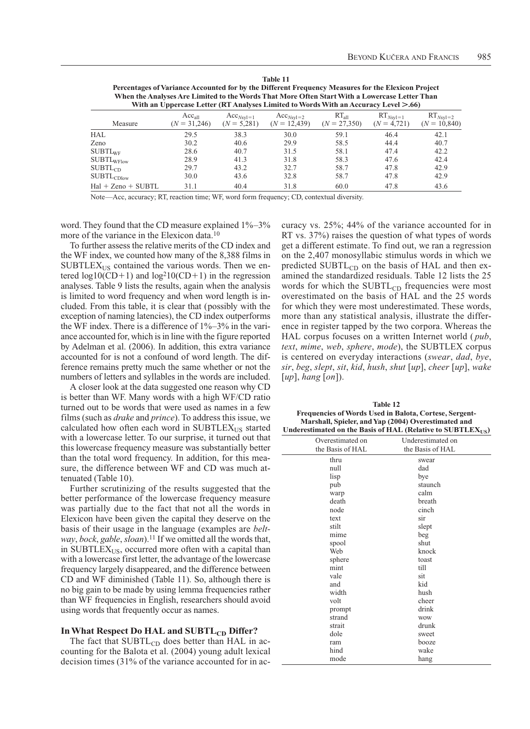**Table 11**
**Percentages of Variance Accounted for by the Different Frequency Measures for the Elexicon Project When the Analyses Are Limited to the Words That More Often Start With a Lowercase Letter Than With an Uppercase Letter (RT Analyses Limited to Words With an Accuracy Level >.66)**

| Measure | $Acc_{all}$ ($N = 31,246$) | $Acc_{Nsyl=1}$ ($N = 5,281$) | $Acc_{Nsyl=2}$ ($N = 12,439$) | $RT_{all}$ ($N = 27,350$) | $RT_{Nsyl=1}$ ($N = 4,721$) | $RT_{Nsyl=2}$ ($N = 10,840$) |
|---|---|---|---|---|---|---|
| HAL | 29.5 | 38.3 | 30.0 | 59.1 | 46.4 | 42.1 |
| Zeno | 30.2 | 40.6 | 29.9 | 58.5 | 44.4 | 40.7 |
| $SUBTL_{WF}$ | 28.6 | 40.7 | 31.5 | 58.1 | 47.4 | 42.2 |
| $SUBTL_{WFlow}$ | 28.9 | 41.3 | 31.8 | 58.3 | 47.6 | 42.4 |
| $SUBTL_{CD}$ | 29.7 | 43.2 | 32.7 | 58.7 | 47.8 | 42.9 |
| $SUBTL_{CDlow}$ | 30.0 | 43.6 | 32.8 | 58.7 | 47.8 | 42.9 |
| Hal + Zeno + SUBTL | 31.1 | 40.4 | 31.8 | 60.0 | 47.8 | 43.6 |

Note—Acc, accuracy; RT, reaction time; WF, word form frequency; CD, contextual diversity.

word. They found that the CD measure explained 1%–3% more of the variance in the Elexicon data.[10]

To further assess the relative merits of the CD index and the WF index, we counted how many of the 8,388 films in $SUBTLEX_{US}$ contained the various words. Then we entered log10(CD+1) and log²10(CD+1) in the regression analyses. Table 9 lists the results, again when the analysis is limited to word frequency and when word length is included. From this table, it is clear that (possibly with the exception of naming latencies), the CD index outperforms the WF index. There is a difference of 1%–3% in the variance accounted for, which is in line with the figure reported by Adelman et al. (2006). In addition, this extra variance accounted for is not a confound of word length. The difference remains pretty much the same whether or not the numbers of letters and syllables in the words are included.

A closer look at the data suggested one reason why CD is better than WF. Many words with a high WF/CD ratio turned out to be words that were used as names in a few films (such as *drake* and *prince*). To address this issue, we calculated how often each word in $SUBTLEX_{US}$ started with a lowercase letter. To our surprise, it turned out that this lowercase frequency measure was substantially better than the total word frequency. In addition, for this measure, the difference between WF and CD was much attenuated (Table 10).

Further scrutinizing of the results suggested that the better performance of the lowercase frequency measure was partially due to the fact that not all the words in Elexicon have been given the capital they deserve on the basis of their usage in the language (examples are *beltway*, *bock*, *gable*, *sloan*).[11] If we omitted all the words that, in $SUBTLEX_{US}$, occurred more often with a capital than with a lowercase first letter, the advantage of the lowercase frequency largely disappeared, and the difference between CD and WF diminished (Table 11). So, although there is no big gain to be made by using lemma frequencies rather than WF frequencies in English, researchers should avoid using words that frequently occur as names.

## In What Respect Do HAL and $SUBTL_{CD}$ Differ?

The fact that $SUBTL_{CD}$ does better than HAL in accounting for the Balota et al. (2004) young adult lexical decision times (31% of the variance accounted for in accuracy vs. 25%; 44% of the variance accounted for in RT vs. 37%) raises the question of what types of words get a different estimate. To find out, we ran a regression on the 2,407 monosyllabic stimulus words in which we predicted $SUBTL_{CD}$ on the basis of HAL and then examined the standardized residuals. Table 12 lists the 25 words for which the $SUBTL_{CD}$ frequencies were most overestimated on the basis of HAL and the 25 words for which they were most underestimated. These words, more than any statistical analysis, illustrate the difference in register tapped by the two corpora. Whereas the HAL corpus focuses on a written Internet world (*pub*, *text*, *mime*, *web*, *sphere*, *mode*), the SUBTLEX corpus is centered on everyday interactions (*swear*, *dad*, *bye*, *sir*, *beg*, *slept*, *sit*, *kid*, *hush*, *shut* [*up*], *cheer* [*up*], *wake* [*up*], *hang* [*on*]).

**Table 12**
**Frequencies of Words Used in Balota, Cortese, Sergent-Marshall, Spieler, and Yap (2004) Overestimated and Underestimated on the Basis of HAL (Relative to $SUBTLEX_{US}$)**

| Overestimated on the Basis of HAL | Underestimated on the Basis of HAL |
|---|---|
| thru | swear |
| null | dad |
| lisp | bye |
| pub | staunch |
| warp | calm |
| death | breath |
| node | cinch |
| text | sir |
| stilt | slept |
| mime | beg |
| spool | shut |
| Web | knock |
| sphere | toast |
| mint | till |
| vale | sit |
| and | kid |
| width | hush |
| volt | cheer |
| prompt | drink |
| strand | wow |
| strait | drunk |
| dole | sweet |
| ram | booze |
| hind | wake |
| mode | hang |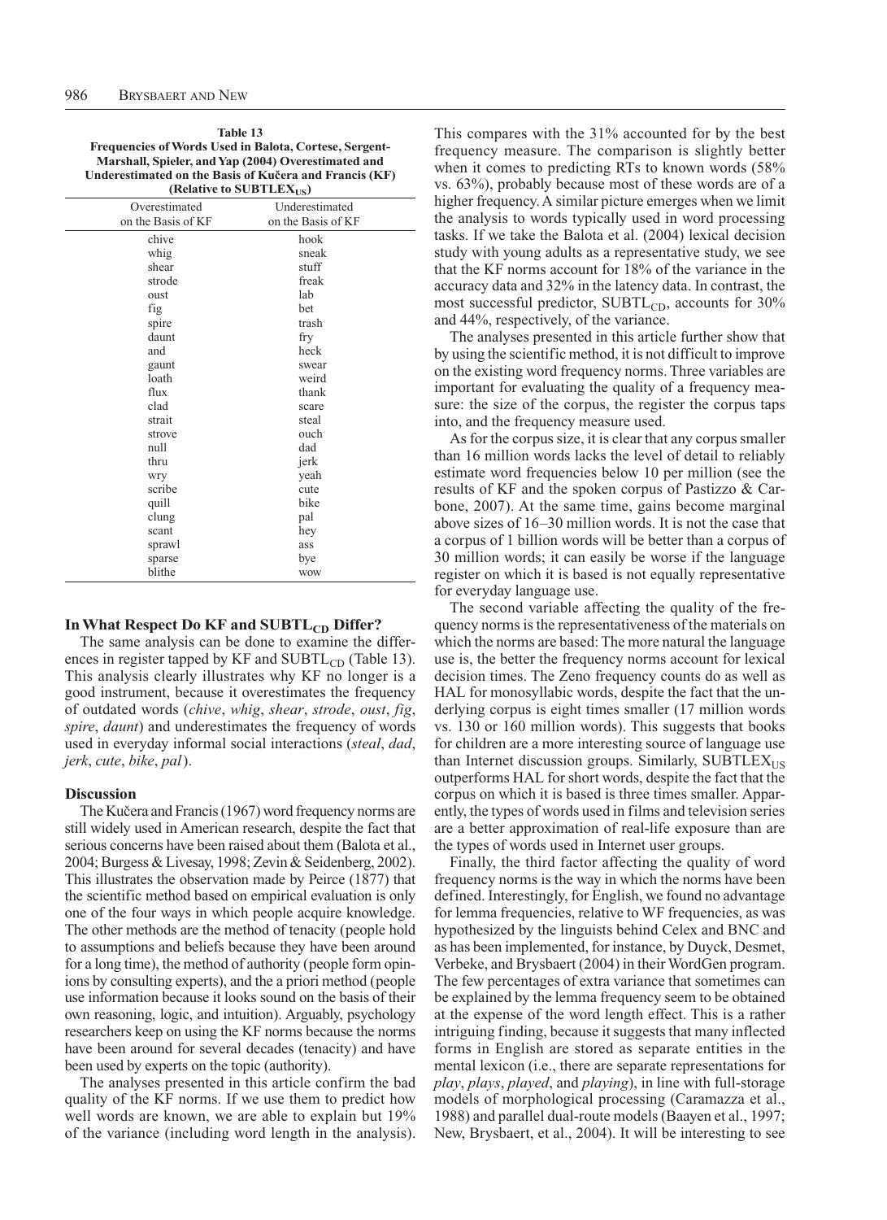**Table 13**
**Frequencies of Words Used in Balota, Cortese, Sergent-Marshall, Spieler, and Yap (2004) Overestimated and Underestimated on the Basis of Kučera and Francis (KF) (Relative to $\text{SUBTLEX}_{\text{US}}$)**

| Overestimated on the Basis of KF | Underestimated on the Basis of KF |
|---|---|
| chive | hook |
| whig | sneak |
| shear | stuff |
| strode | freak |
| oust | lab |
| fig | bet |
| spire | trash |
| daunt | fry |
| and | heck |
| gaunt | swear |
| loath | weird |
| flux | thank |
| clad | scare |
| strait | steal |
| strove | ouch |
| null | dad |
| thru | jerk |
| wry | yeah |
| scribe | cute |
| quill | bike |
| clung | pal |
| scant | hey |
| sprawl | ass |
| sparse | bye |
| blithe | wow |

### In What Respect Do KF and $\text{SUBTL}_{\text{CD}}$ Differ?

The same analysis can be done to examine the differences in register tapped by KF and $\text{SUBTL}_{\text{CD}}$ (Table 13). This analysis clearly illustrates why KF no longer is a good instrument, because it overestimates the frequency of outdated words (*chive*, *whig*, *shear*, *strode*, *oust*, *fig*, *spire*, *daunt*) and underestimates the frequency of words used in everyday informal social interactions (*steal*, *dad*, *jerk*, *cute*, *bike*, *pal*).

### Discussion

The Kučera and Francis (1967) word frequency norms are still widely used in American research, despite the fact that serious concerns have been raised about them (Balota et al., 2004; Burgess & Livesay, 1998; Zevin & Seidenberg, 2002). This illustrates the observation made by Peirce (1877) that the scientific method based on empirical evaluation is only one of the four ways in which people acquire knowledge. The other methods are the method of tenacity (people hold to assumptions and beliefs because they have been around for a long time), the method of authority (people form opinions by consulting experts), and the a priori method (people use information because it looks sound on the basis of their own reasoning, logic, and intuition). Arguably, psychology researchers keep on using the KF norms because the norms have been around for several decades (tenacity) and have been used by experts on the topic (authority).

The analyses presented in this article confirm the bad quality of the KF norms. If we use them to predict how well words are known, we are able to explain but 19% of the variance (including word length in the analysis). This compares with the 31% accounted for by the best frequency measure. The comparison is slightly better when it comes to predicting RTs to known words (58% vs. 63%), probably because most of these words are of a higher frequency. A similar picture emerges when we limit the analysis to words typically used in word processing tasks. If we take the Balota et al. (2004) lexical decision study with young adults as a representative study, we see that the KF norms account for 18% of the variance in the accuracy data and 32% in the latency data. In contrast, the most successful predictor, $\text{SUBTL}_{\text{CD}}$, accounts for 30% and 44%, respectively, of the variance.

The analyses presented in this article further show that by using the scientific method, it is not difficult to improve on the existing word frequency norms. Three variables are important for evaluating the quality of a frequency measure: the size of the corpus, the register the corpus taps into, and the frequency measure used.

As for the corpus size, it is clear that any corpus smaller than 16 million words lacks the level of detail to reliably estimate word frequencies below 10 per million (see the results of KF and the spoken corpus of Pastizzo & Carbone, 2007). At the same time, gains become marginal above sizes of 16–30 million words. It is not the case that a corpus of 1 billion words will be better than a corpus of 30 million words; it can easily be worse if the language register on which it is based is not equally representative for everyday language use.

The second variable affecting the quality of the frequency norms is the representativeness of the materials on which the norms are based: The more natural the language use is, the better the frequency norms account for lexical decision times. The Zeno frequency counts do as well as HAL for monosyllabic words, despite the fact that the underlying corpus is eight times smaller (17 million words vs. 130 or 160 million words). This suggests that books for children are a more interesting source of language use than Internet discussion groups. Similarly, $\text{SUBTLEX}_{\text{US}}$ outperforms HAL for short words, despite the fact that the corpus on which it is based is three times smaller. Apparently, the types of words used in films and television series are a better approximation of real-life exposure than are the types of words used in Internet user groups.

Finally, the third factor affecting the quality of word frequency norms is the way in which the norms have been defined. Interestingly, for English, we found no advantage for lemma frequencies, relative to WF frequencies, as was hypothesized by the linguists behind Celex and BNC and as has been implemented, for instance, by Duyck, Desmet, Verbeke, and Brysbaert (2004) in their WordGen program. The few percentages of extra variance that sometimes can be explained by the lemma frequency seem to be obtained at the expense of the word length effect. This is a rather intriguing finding, because it suggests that many inflected forms in English are stored as separate entities in the mental lexicon (i.e., there are separate representations for *play*, *plays*, *played*, and *playing*), in line with full-storage models of morphological processing (Caramazza et al., 1988) and parallel dual-route models (Baayen et al., 1997; New, Brysbaert, et al., 2004). It will be interesting to see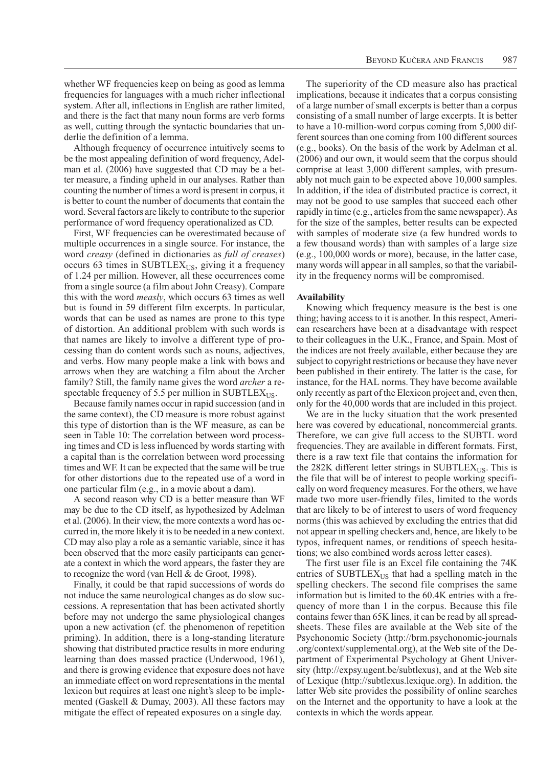whether WF frequencies keep on being as good as lemma frequencies for languages with a much richer inflectional system. After all, inflections in English are rather limited, and there is the fact that many noun forms are verb forms as well, cutting through the syntactic boundaries that underlie the definition of a lemma.

Although frequency of occurrence intuitively seems to be the most appealing definition of word frequency, Adelman et al. (2006) have suggested that CD may be a better measure, a finding upheld in our analyses. Rather than counting the number of times a word is present in corpus, it is better to count the number of documents that contain the word. Several factors are likely to contribute to the superior performance of word frequency operationalized as CD.

First, WF frequencies can be overestimated because of multiple occurrences in a single source. For instance, the word *creasy* (defined in dictionaries as *full of creases*) occurs 63 times in $\mathrm{SUBTLEX_{US}}$, giving it a frequency of 1.24 per million. However, all these occurrences come from a single source (a film about John Creasy). Compare this with the word *measly*, which occurs 63 times as well but is found in 59 different film excerpts. In particular, words that can be used as names are prone to this type of distortion. An additional problem with such words is that names are likely to involve a different type of processing than do content words such as nouns, adjectives, and verbs. How many people make a link with bows and arrows when they are watching a film about the Archer family? Still, the family name gives the word *archer* a respectable frequency of 5.5 per million in $\mathrm{SUBTLEX_{US}}$.

Because family names occur in rapid succession (and in the same context), the CD measure is more robust against this type of distortion than is the WF measure, as can be seen in Table 10: The correlation between word processing times and CD is less influenced by words starting with a capital than is the correlation between word processing times and WF. It can be expected that the same will be true for other distortions due to the repeated use of a word in one particular film (e.g., in a movie about a dam).

A second reason why CD is a better measure than WF may be due to the CD itself, as hypothesized by Adelman et al. (2006). In their view, the more contexts a word has occurred in, the more likely it is to be needed in a new context. CD may also play a role as a semantic variable, since it has been observed that the more easily participants can generate a context in which the word appears, the faster they are to recognize the word (van Hell & de Groot, 1998).

Finally, it could be that rapid successions of words do not induce the same neurological changes as do slow successions. A representation that has been activated shortly before may not undergo the same physiological changes upon a new activation (cf. the phenomenon of repetition priming). In addition, there is a long-standing literature showing that distributed practice results in more enduring learning than does massed practice (Underwood, 1961), and there is growing evidence that exposure does not have an immediate effect on word representations in the mental lexicon but requires at least one night's sleep to be implemented (Gaskell & Dumay, 2003). All these factors may mitigate the effect of repeated exposures on a single day.

The superiority of the CD measure also has practical implications, because it indicates that a corpus consisting of a large number of small excerpts is better than a corpus consisting of a small number of large excerpts. It is better to have a 10-million-word corpus coming from 5,000 different sources than one coming from 100 different sources (e.g., books). On the basis of the work by Adelman et al. (2006) and our own, it would seem that the corpus should comprise at least 3,000 different samples, with presumably not much gain to be expected above 10,000 samples. In addition, if the idea of distributed practice is correct, it may not be good to use samples that succeed each other rapidly in time (e.g., articles from the same newspaper). As for the size of the samples, better results can be expected with samples of moderate size (a few hundred words to a few thousand words) than with samples of a large size (e.g., 100,000 words or more), because, in the latter case, many words will appear in all samples, so that the variability in the frequency norms will be compromised.

**Availability**

Knowing which frequency measure is the best is one thing; having access to it is another. In this respect, American researchers have been at a disadvantage with respect to their colleagues in the U.K., France, and Spain. Most of the indices are not freely available, either because they are subject to copyright restrictions or because they have never been published in their entirety. The latter is the case, for instance, for the HAL norms. They have become available only recently as part of the Elexicon project and, even then, only for the 40,000 words that are included in this project.

We are in the lucky situation that the work presented here was covered by educational, noncommercial grants. Therefore, we can give full access to the SUBTL word frequencies. They are available in different formats. First, there is a raw text file that contains the information for the 282K different letter strings in $\mathrm{SUBTLEX_{US}}$. This is the file that will be of interest to people working specifically on word frequency measures. For the others, we have made two more user-friendly files, limited to the words that are likely to be of interest to users of word frequency norms (this was achieved by excluding the entries that did not appear in spelling checkers and, hence, are likely to be typos, infrequent names, or renditions of speech hesitations; we also combined words across letter cases).

The first user file is an Excel file containing the 74K entries of $\mathrm{SUBTLEX_{US}}$ that had a spelling match in the spelling checkers. The second file comprises the same information but is limited to the 60.4K entries with a frequency of more than 1 in the corpus. Because this file contains fewer than 65K lines, it can be read by all spreadsheets. These files are available at the Web site of the Psychonomic Society (http://brm.psychonomic-journals.org/context/supplemental.org), at the Web site of the Department of Experimental Psychology at Ghent University (http://expsy.ugent.be/subtlexus), and at the Web site of Lexique (http://subtlexus.lexique.org). In addition, the latter Web site provides the possibility of online searches on the Internet and the opportunity to have a look at the contexts in which the words appear.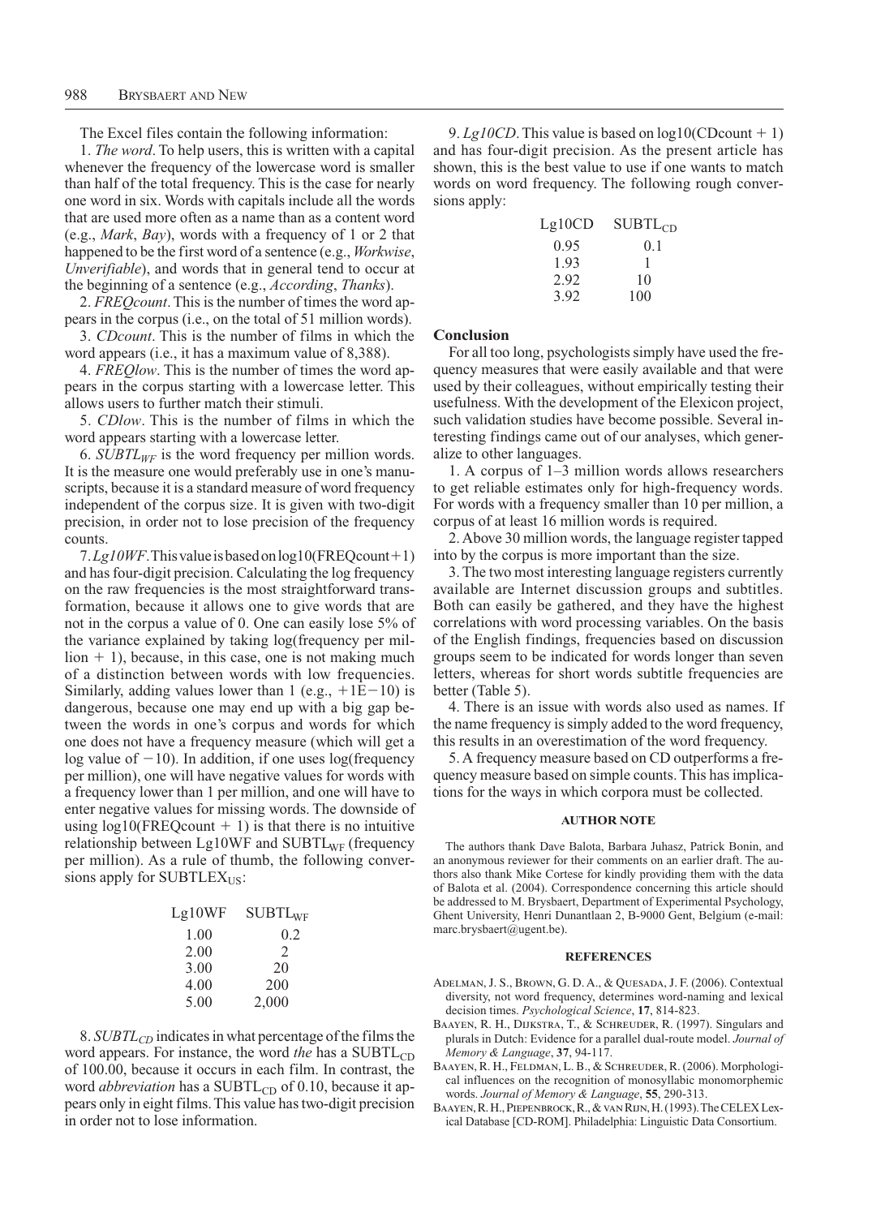The Excel files contain the following information:

1. *The word*. To help users, this is written with a capital whenever the frequency of the lowercase word is smaller than half of the total frequency. This is the case for nearly one word in six. Words with capitals include all the words that are used more often as a name than as a content word (e.g., *Mark*, *Bay*), words with a frequency of 1 or 2 that happened to be the first word of a sentence (e.g., *Workwise*, *Unverifiable*), and words that in general tend to occur at the beginning of a sentence (e.g., *According*, *Thanks*).

2. *FREQcount*. This is the number of times the word appears in the corpus (i.e., on the total of 51 million words).

3. *CDcount*. This is the number of films in which the word appears (i.e., it has a maximum value of 8,388).

4. *FREQlow*. This is the number of times the word appears in the corpus starting with a lowercase letter. This allows users to further match their stimuli.

5. *CDlow*. This is the number of films in which the word appears starting with a lowercase letter.

6. $SUBTL_{WF}$ is the word frequency per million words. It is the measure one would preferably use in one's manuscripts, because it is a standard measure of word frequency independent of the corpus size. It is given with two-digit precision, in order not to lose precision of the frequency counts.

7. *Lg10WF*. This value is based on log10(FREQcount+1) and has four-digit precision. Calculating the log frequency on the raw frequencies is the most straightforward transformation, because it allows one to give words that are not in the corpus a value of 0. One can easily lose 5% of the variance explained by taking log(frequency per million + 1), because, in this case, one is not making much of a distinction between words with low frequencies. Similarly, adding values lower than 1 (e.g., +1E−10) is dangerous, because one may end up with a big gap between the words in one's corpus and words for which one does not have a frequency measure (which will get a log value of −10). In addition, if one uses log(frequency per million), one will have negative values for words with a frequency lower than 1 per million, and one will have to enter negative values for missing words. The downside of using log10(FREQcount + 1) is that there is no intuitive relationship between Lg10WF and $SUBTL_{WF}$ (frequency per million). As a rule of thumb, the following conversions apply for $SUBTLEX_{US}$:

| Lg10WF | $SUBTL_{WF}$ |
|---|---|
| 1.00 | 0.2 |
| 2.00 | 2 |
| 3.00 | 20 |
| 4.00 | 200 |
| 5.00 | 2,000 |

8. $SUBTL_{CD}$ indicates in what percentage of the films the word appears. For instance, the word *the* has a $SUBTL_{CD}$ of 100.00, because it occurs in each film. In contrast, the word *abbreviation* has a $SUBTL_{CD}$ of 0.10, because it appears only in eight films. This value has two-digit precision in order not to lose information.

9. *Lg10CD*. This value is based on log10(CDcount + 1) and has four-digit precision. As the present article has shown, this is the best value to use if one wants to match words on word frequency. The following rough conversions apply:

| Lg10CD | $SUBTL_{CD}$ |
|---|---|
| 0.95 | 0.1 |
| 1.93 | 1 |
| 2.92 | 10 |
| 3.92 | 100 |

## Conclusion

For all too long, psychologists simply have used the frequency measures that were easily available and that were used by their colleagues, without empirically testing their usefulness. With the development of the Elexicon project, such validation studies have become possible. Several interesting findings came out of our analyses, which generalize to other languages.

1. A corpus of 1–3 million words allows researchers to get reliable estimates only for high-frequency words. For words with a frequency smaller than 10 per million, a corpus of at least 16 million words is required.

2. Above 30 million words, the language register tapped into by the corpus is more important than the size.

3. The two most interesting language registers currently available are Internet discussion groups and subtitles. Both can easily be gathered, and they have the highest correlations with word processing variables. On the basis of the English findings, frequencies based on discussion groups seem to be indicated for words longer than seven letters, whereas for short words subtitle frequencies are better (Table 5).

4. There is an issue with words also used as names. If the name frequency is simply added to the word frequency, this results in an overestimation of the word frequency.

5. A frequency measure based on CD outperforms a frequency measure based on simple counts. This has implications for the ways in which corpora must be collected.

### AUTHOR NOTE

The authors thank Dave Balota, Barbara Juhasz, Patrick Bonin, and an anonymous reviewer for their comments on an earlier draft. The authors also thank Mike Cortese for kindly providing them with the data of Balota et al. (2004). Correspondence concerning this article should be addressed to M. Brysbaert, Department of Experimental Psychology, Ghent University, Henri Dunantlaan 2, B-9000 Gent, Belgium (e-mail: marc.brysbaert@ugent.be).

### REFERENCES

Adelman, J. S., Brown, G. D. A., & Quesada, J. F. (2006). Contextual diversity, not word frequency, determines word-naming and lexical decision times. *Psychological Science*, **17**, 814-823.

Baayen, R. H., Dijkstra, T., & Schreuder, R. (1997). Singulars and plurals in Dutch: Evidence for a parallel dual-route model. *Journal of Memory & Language*, **37**, 94-117.

Baayen, R. H., Feldman, L. B., & Schreuder, R. (2006). Morphological influences on the recognition of monosyllabic monomorphemic words. *Journal of Memory & Language*, **55**, 290-313.

Baayen, R. H., Piepenbrock, R., & van Rijn, H. (1993). The CELEX Lexical Database [CD-ROM]. Philadelphia: Linguistic Data Consortium.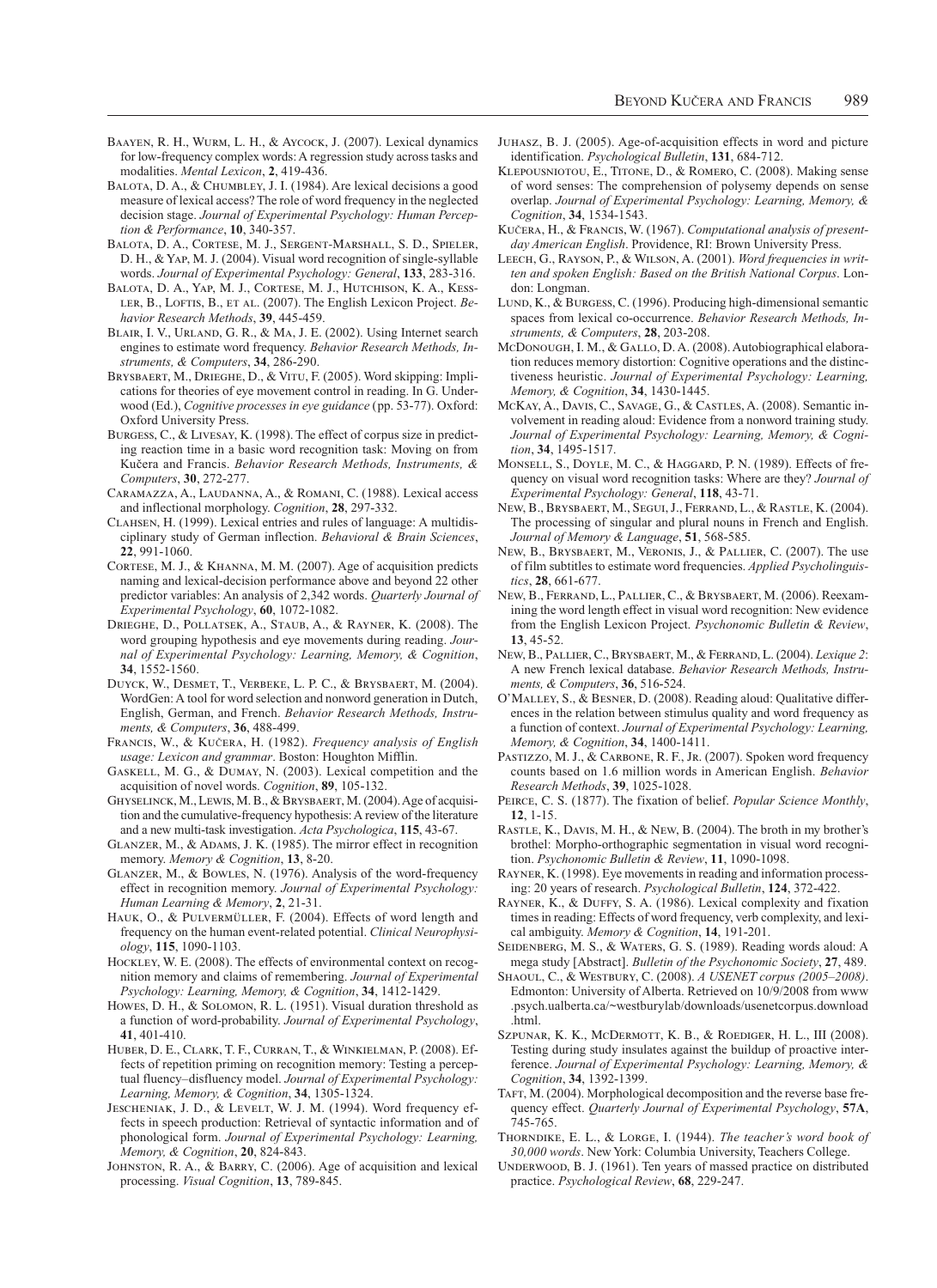Baayen, R. H., Wurm, L. H., & Aycock, J. (2007). Lexical dynamics for low-frequency complex words: A regression study across tasks and modalities. *Mental Lexicon*, **2**, 419-436.

Balota, D. A., & Chumbley, J. I. (1984). Are lexical decisions a good measure of lexical access? The role of word frequency in the neglected decision stage. *Journal of Experimental Psychology: Human Perception & Performance*, **10**, 340-357.

Balota, D. A., Cortese, M. J., Sergent-Marshall, S. D., Spieler, D. H., & Yap, M. J. (2004). Visual word recognition of single-syllable words. *Journal of Experimental Psychology: General*, **133**, 283-316.

Balota, D. A., Yap, M. J., Cortese, M. J., Hutchison, K. A., Kessler, B., Loftis, B., et al. (2007). The English Lexicon Project. *Behavior Research Methods*, **39**, 445-459.

Blair, I. V., Urland, G. R., & Ma, J. E. (2002). Using Internet search engines to estimate word frequency. *Behavior Research Methods, Instruments, & Computers*, **34**, 286-290.

Brysbaert, M., Drieghe, D., & Vitu, F. (2005). Word skipping: Implications for theories of eye movement control in reading. In G. Underwood (Ed.), *Cognitive processes in eye guidance* (pp. 53-77). Oxford: Oxford University Press.

Burgess, C., & Livesay, K. (1998). The effect of corpus size in predicting reaction time in a basic word recognition task: Moving on from Kučera and Francis. *Behavior Research Methods, Instruments, & Computers*, **30**, 272-277.

Caramazza, A., Laudanna, A., & Romani, C. (1988). Lexical access and inflectional morphology. *Cognition*, **28**, 297-332.

Clahsen, H. (1999). Lexical entries and rules of language: A multidisciplinary study of German inflection. *Behavioral & Brain Sciences*, **22**, 991-1060.

Cortese, M. J., & Khanna, M. M. (2007). Age of acquisition predicts naming and lexical-decision performance above and beyond 22 other predictor variables: An analysis of 2,342 words. *Quarterly Journal of Experimental Psychology*, **60**, 1072-1082.

Drieghe, D., Pollatsek, A., Staub, A., & Rayner, K. (2008). The word grouping hypothesis and eye movements during reading. *Journal of Experimental Psychology: Learning, Memory, & Cognition*, **34**, 1552-1560.

Duyck, W., Desmet, T., Verbeke, L. P. C., & Brysbaert, M. (2004). WordGen: A tool for word selection and nonword generation in Dutch, English, German, and French. *Behavior Research Methods, Instruments, & Computers*, **36**, 488-499.

Francis, W., & Kučera, H. (1982). *Frequency analysis of English usage: Lexicon and grammar*. Boston: Houghton Mifflin.

Gaskell, M. G., & Dumay, N. (2003). Lexical competition and the acquisition of novel words. *Cognition*, **89**, 105-132.

Ghyselinck, M., Lewis, M. B., & Brysbaert, M. (2004). Age of acquisition and the cumulative-frequency hypothesis: A review of the literature and a new multi-task investigation. *Acta Psychologica*, **115**, 43-67.

Glanzer, M., & Adams, J. K. (1985). The mirror effect in recognition memory. *Memory & Cognition*, **13**, 8-20.

Glanzer, M., & Bowles, N. (1976). Analysis of the word-frequency effect in recognition memory. *Journal of Experimental Psychology: Human Learning & Memory*, **2**, 21-31.

Hauk, O., & Pulvermüller, F. (2004). Effects of word length and frequency on the human event-related potential. *Clinical Neurophysiology*, **115**, 1090-1103.

Hockley, W. E. (2008). The effects of environmental context on recognition memory and claims of remembering. *Journal of Experimental Psychology: Learning, Memory, & Cognition*, **34**, 1412-1429.

Howes, D. H., & Solomon, R. L. (1951). Visual duration threshold as a function of word-probability. *Journal of Experimental Psychology*, **41**, 401-410.

Huber, D. E., Clark, T. F., Curran, T., & Winkielman, P. (2008). Effects of repetition priming on recognition memory: Testing a perceptual fluency–disfluency model. *Journal of Experimental Psychology: Learning, Memory, & Cognition*, **34**, 1305-1324.

Jescheniak, J. D., & Levelt, W. J. M. (1994). Word frequency effects in speech production: Retrieval of syntactic information and of phonological form. *Journal of Experimental Psychology: Learning, Memory, & Cognition*, **20**, 824-843.

Johnston, R. A., & Barry, C. (2006). Age of acquisition and lexical processing. *Visual Cognition*, **13**, 789-845.

Juhasz, B. J. (2005). Age-of-acquisition effects in word and picture identification. *Psychological Bulletin*, **131**, 684-712.

Klepousniotou, E., Titone, D., & Romero, C. (2008). Making sense of word senses: The comprehension of polysemy depends on sense overlap. *Journal of Experimental Psychology: Learning, Memory, & Cognition*, **34**, 1534-1543.

Kučera, H., & Francis, W. (1967). *Computational analysis of present-day American English*. Providence, RI: Brown University Press.

Leech, G., Rayson, P., & Wilson, A. (2001). *Word frequencies in written and spoken English: Based on the British National Corpus*. London: Longman.

Lund, K., & Burgess, C. (1996). Producing high-dimensional semantic spaces from lexical co-occurrence. *Behavior Research Methods, Instruments, & Computers*, **28**, 203-208.

McDonough, I. M., & Gallo, D. A. (2008). Autobiographical elaboration reduces memory distortion: Cognitive operations and the distinctiveness heuristic. *Journal of Experimental Psychology: Learning, Memory, & Cognition*, **34**, 1430-1445.

McKay, A., Davis, C., Savage, G., & Castles, A. (2008). Semantic involvement in reading aloud: Evidence from a nonword training study. *Journal of Experimental Psychology: Learning, Memory, & Cognition*, **34**, 1495-1517.

Monsell, S., Doyle, M. C., & Haggard, P. N. (1989). Effects of frequency on visual word recognition tasks: Where are they? *Journal of Experimental Psychology: General*, **118**, 43-71.

New, B., Brysbaert, M., Segui, J., Ferrand, L., & Rastle, K. (2004). The processing of singular and plural nouns in French and English. *Journal of Memory & Language*, **51**, 568-585.

New, B., Brysbaert, M., Veronis, J., & Pallier, C. (2007). The use of film subtitles to estimate word frequencies. *Applied Psycholinguistics*, **28**, 661-677.

New, B., Ferrand, L., Pallier, C., & Brysbaert, M. (2006). Reexamining the word length effect in visual word recognition: New evidence from the English Lexicon Project. *Psychonomic Bulletin & Review*, **13**, 45-52.

New, B., Pallier, C., Brysbaert, M., & Ferrand, L. (2004). *Lexique 2*: A new French lexical database. *Behavior Research Methods, Instruments, & Computers*, **36**, 516-524.

O'Malley, S., & Besner, D. (2008). Reading aloud: Qualitative differences in the relation between stimulus quality and word frequency as a function of context. *Journal of Experimental Psychology: Learning, Memory, & Cognition*, **34**, 1400-1411.

Pastizzo, M. J., & Carbone, R. F., Jr. (2007). Spoken word frequency counts based on 1.6 million words in American English. *Behavior Research Methods*, **39**, 1025-1028.

Peirce, C. S. (1877). The fixation of belief. *Popular Science Monthly*, **12**, 1-15.

Rastle, K., Davis, M. H., & New, B. (2004). The broth in my brother's brothel: Morpho-orthographic segmentation in visual word recognition. *Psychonomic Bulletin & Review*, **11**, 1090-1098.

Rayner, K. (1998). Eye movements in reading and information processing: 20 years of research. *Psychological Bulletin*, **124**, 372-422.

Rayner, K., & Duffy, S. A. (1986). Lexical complexity and fixation times in reading: Effects of word frequency, verb complexity, and lexical ambiguity. *Memory & Cognition*, **14**, 191-201.

Seidenberg, M. S., & Waters, G. S. (1989). Reading words aloud: A mega study [Abstract]. *Bulletin of the Psychonomic Society*, **27**, 489.

Shaoul, C., & Westbury, C. (2008). *A USENET corpus (2005–2008)*. Edmonton: University of Alberta. Retrieved on 10/9/2008 from www.psych.ualberta.ca/~westburylab/downloads/usenetcorpus.download.html.

Szpunar, K. K., McDermott, K. B., & Roediger, H. L., III (2008). Testing during study insulates against the buildup of proactive interference. *Journal of Experimental Psychology: Learning, Memory, & Cognition*, **34**, 1392-1399.

Taft, M. (2004). Morphological decomposition and the reverse base frequency effect. *Quarterly Journal of Experimental Psychology*, **57A**, 745-765.

Thorndike, E. L., & Lorge, I. (1944). *The teacher's word book of 30,000 words*. New York: Columbia University, Teachers College.

Underwood, B. J. (1961). Ten years of massed practice on distributed practice. *Psychological Review*, **68**, 229-247.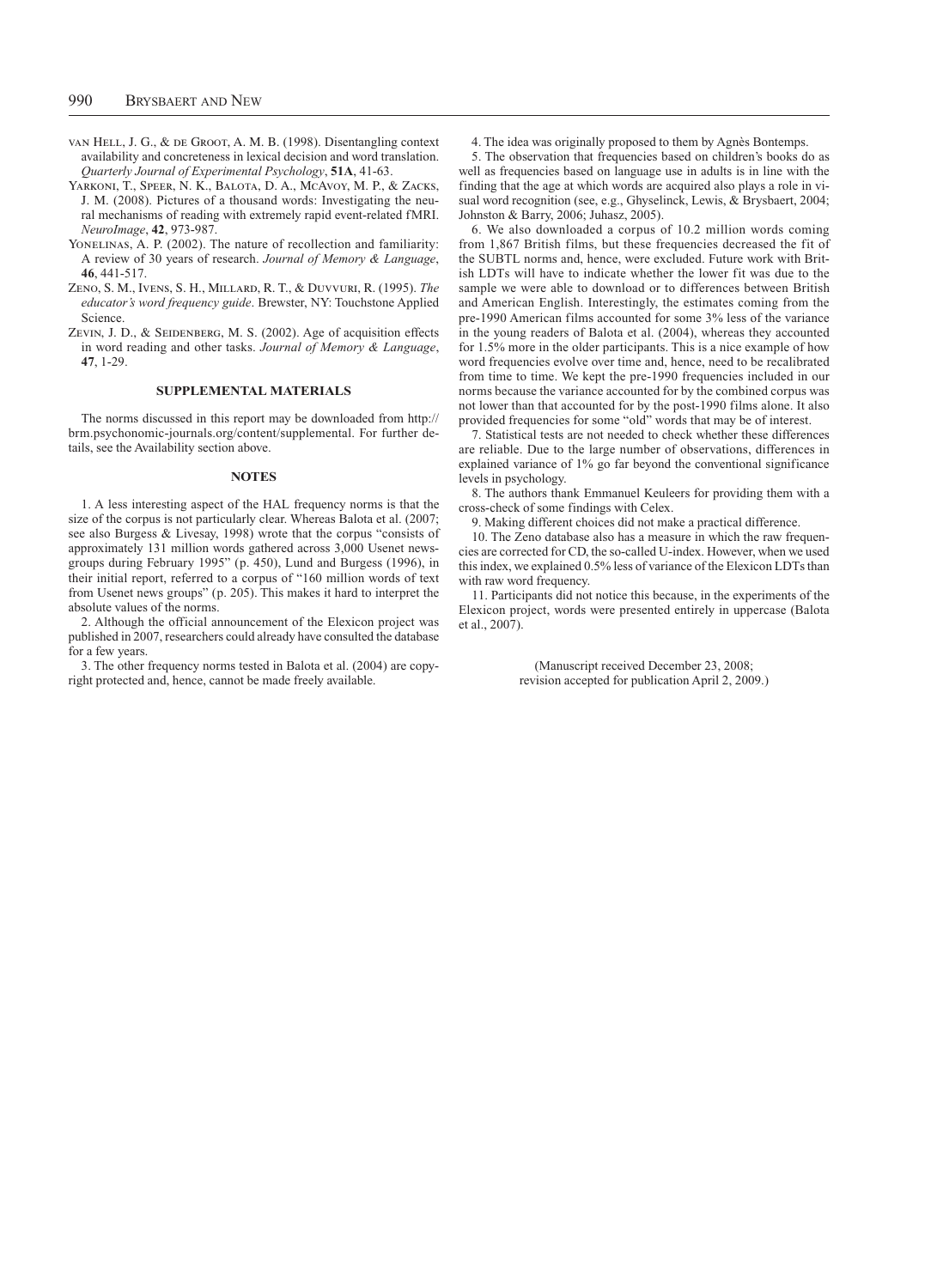van Hell, J. G., & de Groot, A. M. B. (1998). Disentangling context availability and concreteness in lexical decision and word translation. *Quarterly Journal of Experimental Psychology*, **51A**, 41-63.

Yarkoni, T., Speer, N. K., Balota, D. A., McAvoy, M. P., & Zacks, J. M. (2008). Pictures of a thousand words: Investigating the neural mechanisms of reading with extremely rapid event-related fMRI. *NeuroImage*, **42**, 973-987.

Yonelinas, A. P. (2002). The nature of recollection and familiarity: A review of 30 years of research. *Journal of Memory & Language*, **46**, 441-517.

Zeno, S. M., Ivens, S. H., Millard, R. T., & Duvvuri, R. (1995). *The educator's word frequency guide*. Brewster, NY: Touchstone Applied Science.

Zevin, J. D., & Seidenberg, M. S. (2002). Age of acquisition effects in word reading and other tasks. *Journal of Memory & Language*, **47**, 1-29.

## SUPPLEMENTAL MATERIALS

The norms discussed in this report may be downloaded from http://brm.psychonomic-journals.org/content/supplemental. For further details, see the Availability section above.

## NOTES

1. A less interesting aspect of the HAL frequency norms is that the size of the corpus is not particularly clear. Whereas Balota et al. (2007; see also Burgess & Livesay, 1998) wrote that the corpus "consists of approximately 131 million words gathered across 3,000 Usenet newsgroups during February 1995" (p. 450), Lund and Burgess (1996), in their initial report, referred to a corpus of "160 million words of text from Usenet news groups" (p. 205). This makes it hard to interpret the absolute values of the norms.

2. Although the official announcement of the Elexicon project was published in 2007, researchers could already have consulted the database for a few years.

3. The other frequency norms tested in Balota et al. (2004) are copyright protected and, hence, cannot be made freely available.

4. The idea was originally proposed to them by Agnès Bontemps.

5. The observation that frequencies based on children's books do as well as frequencies based on language use in adults is in line with the finding that the age at which words are acquired also plays a role in visual word recognition (see, e.g., Ghyselinck, Lewis, & Brysbaert, 2004; Johnston & Barry, 2006; Juhasz, 2005).

6. We also downloaded a corpus of 10.2 million words coming from 1,867 British films, but these frequencies decreased the fit of the SUBTL norms and, hence, were excluded. Future work with British LDTs will have to indicate whether the lower fit was due to the sample we were able to download or to differences between British and American English. Interestingly, the estimates coming from the pre-1990 American films accounted for some 3% less of the variance in the young readers of Balota et al. (2004), whereas they accounted for 1.5% more in the older participants. This is a nice example of how word frequencies evolve over time and, hence, need to be recalibrated from time to time. We kept the pre-1990 frequencies included in our norms because the variance accounted for by the combined corpus was not lower than that accounted for by the post-1990 films alone. It also provided frequencies for some "old" words that may be of interest.

7. Statistical tests are not needed to check whether these differences are reliable. Due to the large number of observations, differences in explained variance of 1% go far beyond the conventional significance levels in psychology.

8. The authors thank Emmanuel Keuleers for providing them with a cross-check of some findings with Celex.

9. Making different choices did not make a practical difference.

10. The Zeno database also has a measure in which the raw frequencies are corrected for CD, the so-called U-index. However, when we used this index, we explained 0.5% less of variance of the Elexicon LDTs than with raw word frequency.

11. Participants did not notice this because, in the experiments of the Elexicon project, words were presented entirely in uppercase (Balota et al., 2007).

(Manuscript received December 23, 2008;
revision accepted for publication April 2, 2009.)